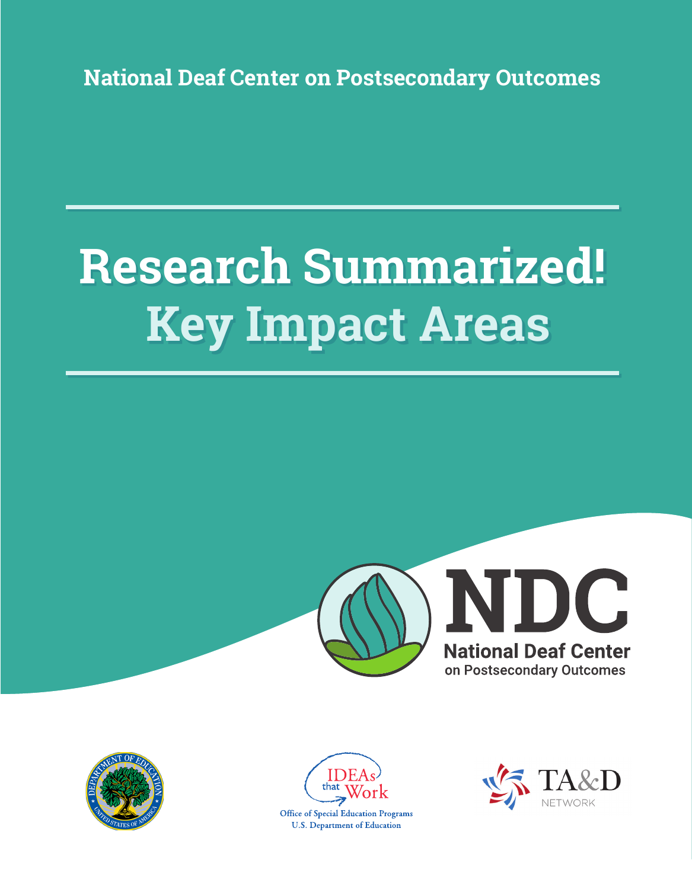National Deaf Center on Postsecondary Outcomes

# Research Summarized!

# Key Impact Areas

NDC

National Deaf Center on Postsecondary Outcomes

IDEAs that Work

Office of Special Education Programs
U.S. Department of Education

TA&D NETWORK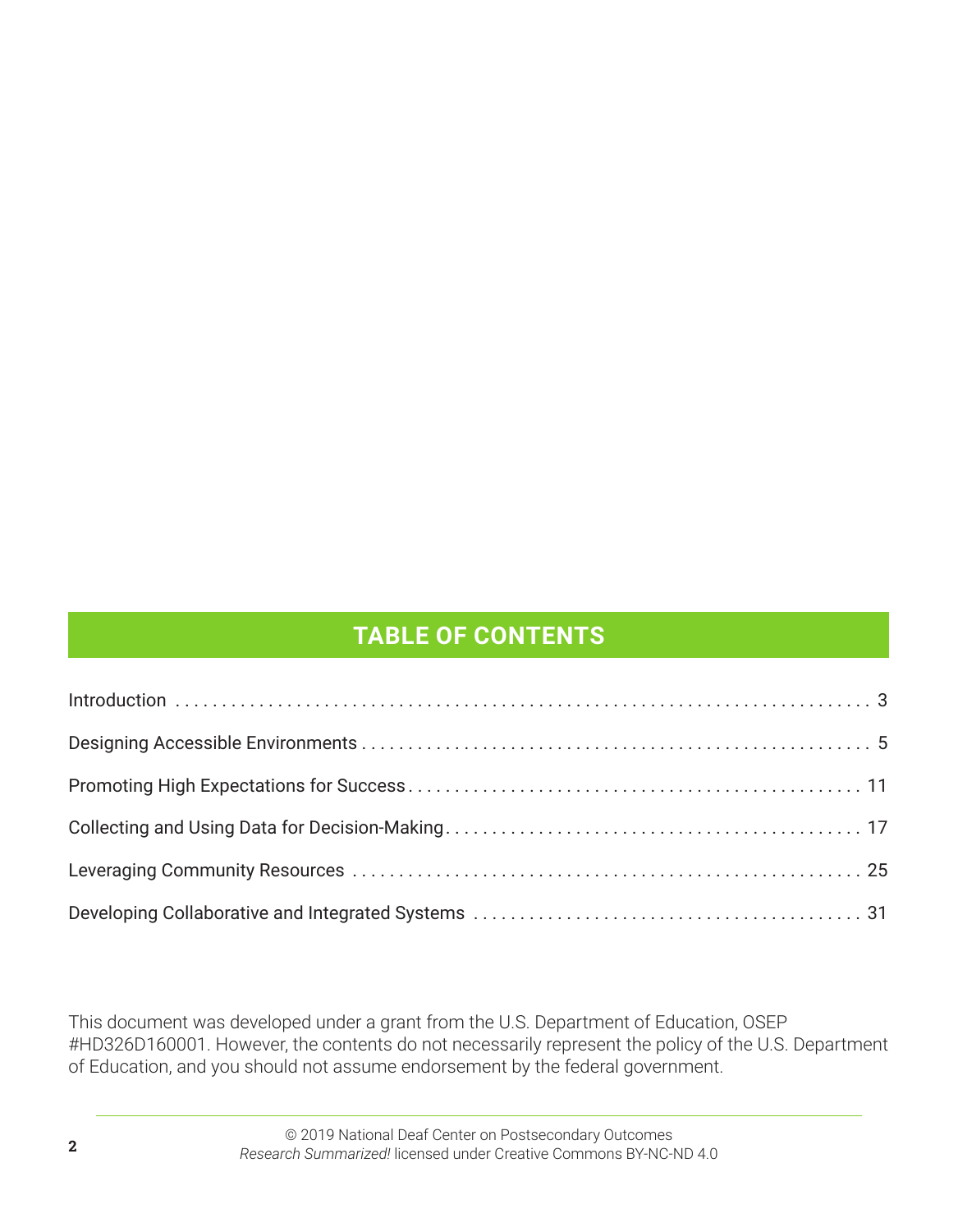## TABLE OF CONTENTS

| | |
|---|---|
| Introduction | 3 |
| Designing Accessible Environments | 5 |
| Promoting High Expectations for Success | 11 |
| Collecting and Using Data for Decision-Making | 17 |
| Leveraging Community Resources | 25 |
| Developing Collaborative and Integrated Systems | 31 |

This document was developed under a grant from the U.S. Department of Education, OSEP #HD326D160001. However, the contents do not necessarily represent the policy of the U.S. Department of Education, and you should not assume endorsement by the federal government.

© 2019 National Deaf Center on Postsecondary Outcomes
*Research Summarized!* licensed under Creative Commons BY-NC-ND 4.0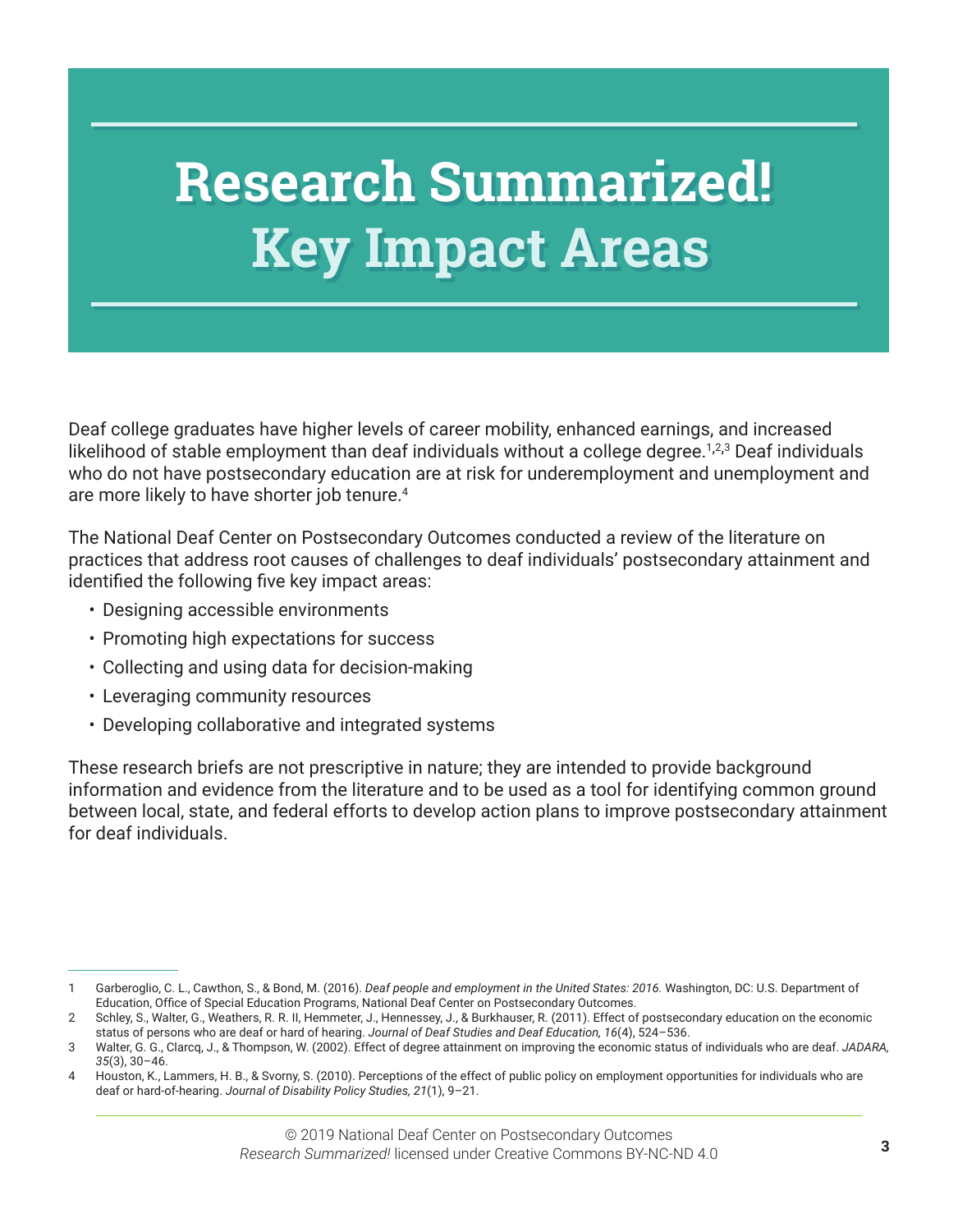# Research Summarized! Key Impact Areas

Deaf college graduates have higher levels of career mobility, enhanced earnings, and increased likelihood of stable employment than deaf individuals without a college degree.[1,2,3] Deaf individuals who do not have postsecondary education are at risk for underemployment and unemployment and are more likely to have shorter job tenure.[4]

The National Deaf Center on Postsecondary Outcomes conducted a review of the literature on practices that address root causes of challenges to deaf individuals' postsecondary attainment and identified the following five key impact areas:

- Designing accessible environments
- Promoting high expectations for success
- Collecting and using data for decision-making
- Leveraging community resources
- Developing collaborative and integrated systems

These research briefs are not prescriptive in nature; they are intended to provide background information and evidence from the literature and to be used as a tool for identifying common ground between local, state, and federal efforts to develop action plans to improve postsecondary attainment for deaf individuals.

---

1 Garberoglio, C. L., Cawthon, S., & Bond, M. (2016). *Deaf people and employment in the United States: 2016.* Washington, DC: U.S. Department of Education, Office of Special Education Programs, National Deaf Center on Postsecondary Outcomes.

2 Schley, S., Walter, G., Weathers, R. R. II, Hemmeter, J., Hennessey, J., & Burkhauser, R. (2011). Effect of postsecondary education on the economic status of persons who are deaf or hard of hearing. *Journal of Deaf Studies and Deaf Education, 16*(4), 524–536.

3 Walter, G. G., Clarcq, J., & Thompson, W. (2002). Effect of degree attainment on improving the economic status of individuals who are deaf. *JADARA, 35*(3), 30–46.

4 Houston, K., Lammers, H. B., & Svorny, S. (2010). Perceptions of the effect of public policy on employment opportunities for individuals who are deaf or hard-of-hearing. *Journal of Disability Policy Studies, 21*(1), 9–21.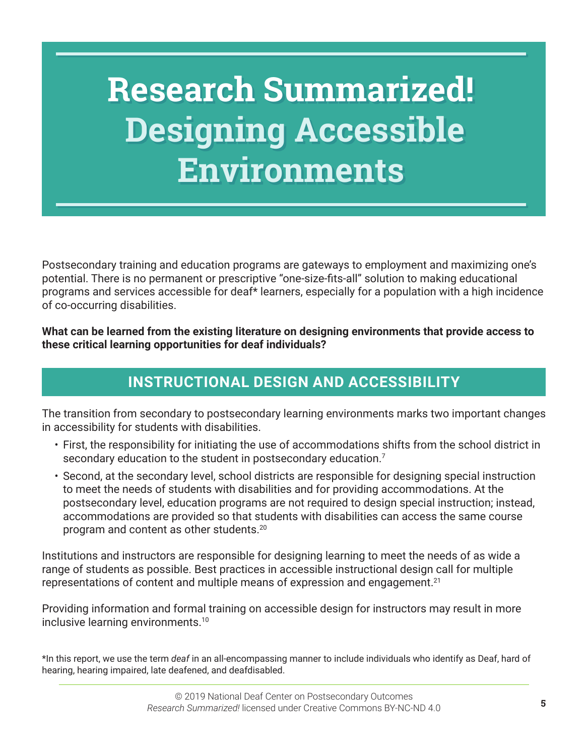# Research Summarized! Designing Accessible Environments

Postsecondary training and education programs are gateways to employment and maximizing one's potential. There is no permanent or prescriptive "one-size-fits-all" solution to making educational programs and services accessible for deaf* learners, especially for a population with a high incidence of co-occurring disabilities.

**What can be learned from the existing literature on designing environments that provide access to these critical learning opportunities for deaf individuals?**

## INSTRUCTIONAL DESIGN AND ACCESSIBILITY

The transition from secondary to postsecondary learning environments marks two important changes in accessibility for students with disabilities.

- First, the responsibility for initiating the use of accommodations shifts from the school district in secondary education to the student in postsecondary education.[7]
- Second, at the secondary level, school districts are responsible for designing special instruction to meet the needs of students with disabilities and for providing accommodations. At the postsecondary level, education programs are not required to design special instruction; instead, accommodations are provided so that students with disabilities can access the same course program and content as other students.[20]

Institutions and instructors are responsible for designing learning to meet the needs of as wide a range of students as possible. Best practices in accessible instructional design call for multiple representations of content and multiple means of expression and engagement.[21]

Providing information and formal training on accessible design for instructors may result in more inclusive learning environments.[10]

*In this report, we use the term *deaf* in an all-encompassing manner to include individuals who identify as Deaf, hard of hearing, hearing impaired, late deafened, and deafdisabled.

© 2019 National Deaf Center on Postsecondary Outcomes
*Research Summarized!* licensed under Creative Commons BY-NC-ND 4.0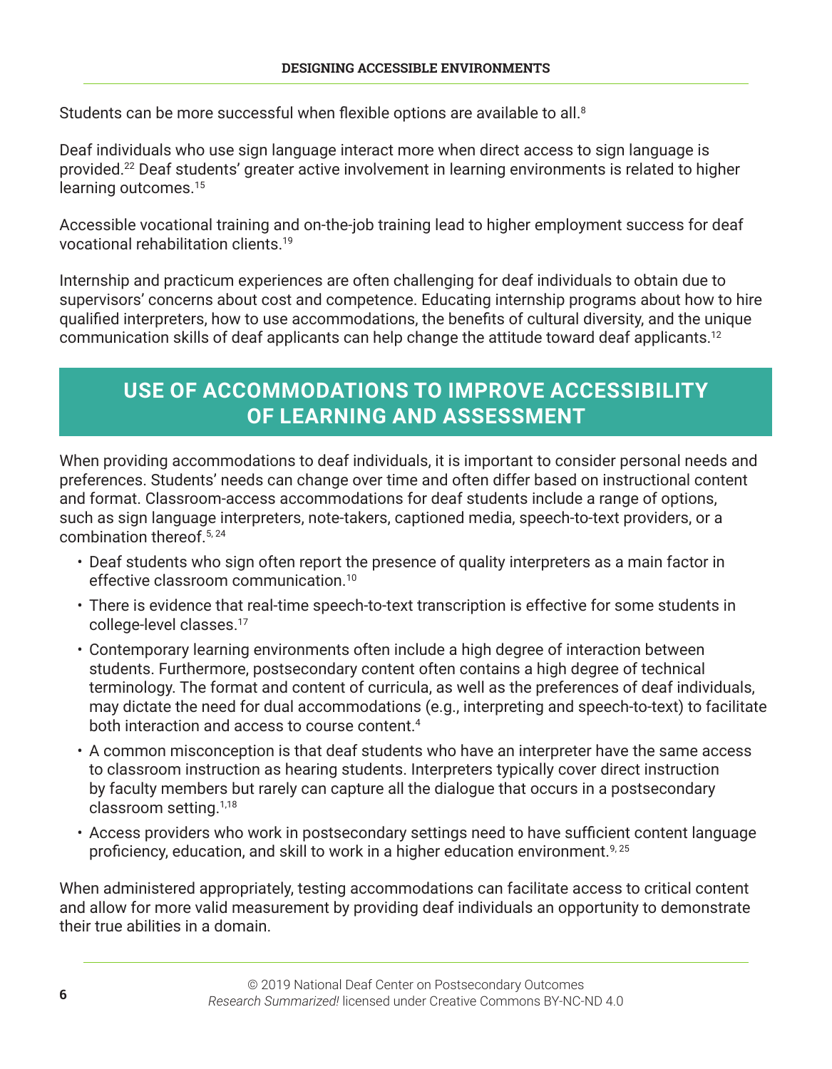Students can be more successful when flexible options are available to all.[8]

Deaf individuals who use sign language interact more when direct access to sign language is provided.[22] Deaf students' greater active involvement in learning environments is related to higher learning outcomes.[15]

Accessible vocational training and on-the-job training lead to higher employment success for deaf vocational rehabilitation clients.[19]

Internship and practicum experiences are often challenging for deaf individuals to obtain due to supervisors' concerns about cost and competence. Educating internship programs about how to hire qualified interpreters, how to use accommodations, the benefits of cultural diversity, and the unique communication skills of deaf applicants can help change the attitude toward deaf applicants.[12]

## USE OF ACCOMMODATIONS TO IMPROVE ACCESSIBILITY OF LEARNING AND ASSESSMENT

When providing accommodations to deaf individuals, it is important to consider personal needs and preferences. Students' needs can change over time and often differ based on instructional content and format. Classroom-access accommodations for deaf students include a range of options, such as sign language interpreters, note-takers, captioned media, speech-to-text providers, or a combination thereof.[5, 24]

- Deaf students who sign often report the presence of quality interpreters as a main factor in effective classroom communication.[10]
- There is evidence that real-time speech-to-text transcription is effective for some students in college-level classes.[17]
- Contemporary learning environments often include a high degree of interaction between students. Furthermore, postsecondary content often contains a high degree of technical terminology. The format and content of curricula, as well as the preferences of deaf individuals, may dictate the need for dual accommodations (e.g., interpreting and speech-to-text) to facilitate both interaction and access to course content.[4]
- A common misconception is that deaf students who have an interpreter have the same access to classroom instruction as hearing students. Interpreters typically cover direct instruction by faculty members but rarely can capture all the dialogue that occurs in a postsecondary classroom setting.[1,18]
- Access providers who work in postsecondary settings need to have sufficient content language proficiency, education, and skill to work in a higher education environment.[9, 25]

When administered appropriately, testing accommodations can facilitate access to critical content and allow for more valid measurement by providing deaf individuals an opportunity to demonstrate their true abilities in a domain.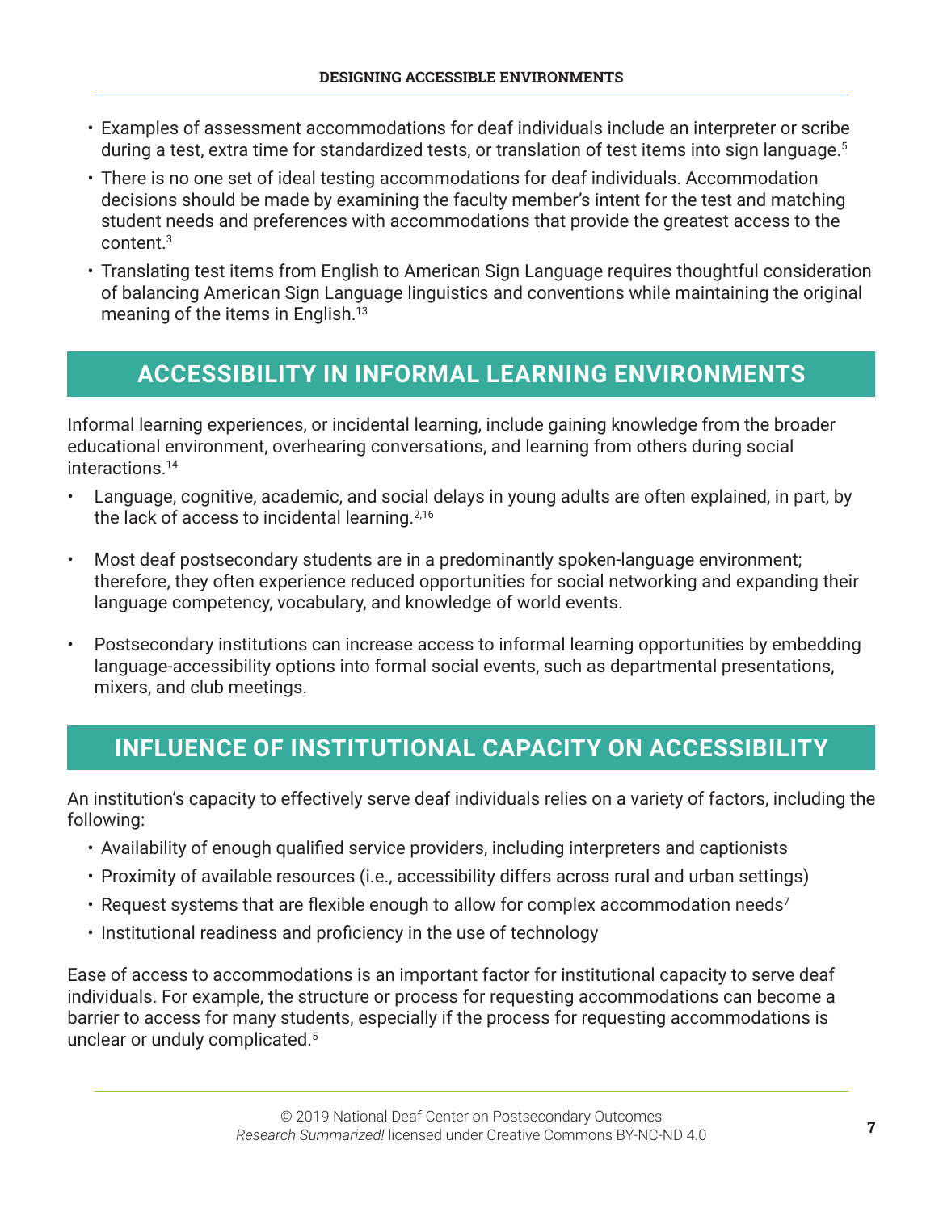- Examples of assessment accommodations for deaf individuals include an interpreter or scribe during a test, extra time for standardized tests, or translation of test items into sign language.[5]
- There is no one set of ideal testing accommodations for deaf individuals. Accommodation decisions should be made by examining the faculty member's intent for the test and matching student needs and preferences with accommodations that provide the greatest access to the content.[3]
- Translating test items from English to American Sign Language requires thoughtful consideration of balancing American Sign Language linguistics and conventions while maintaining the original meaning of the items in English.[13]

## ACCESSIBILITY IN INFORMAL LEARNING ENVIRONMENTS

Informal learning experiences, or incidental learning, include gaining knowledge from the broader educational environment, overhearing conversations, and learning from others during social interactions.[14]

- Language, cognitive, academic, and social delays in young adults are often explained, in part, by the lack of access to incidental learning.[2,16]
- Most deaf postsecondary students are in a predominantly spoken-language environment; therefore, they often experience reduced opportunities for social networking and expanding their language competency, vocabulary, and knowledge of world events.
- Postsecondary institutions can increase access to informal learning opportunities by embedding language-accessibility options into formal social events, such as departmental presentations, mixers, and club meetings.

## INFLUENCE OF INSTITUTIONAL CAPACITY ON ACCESSIBILITY

An institution's capacity to effectively serve deaf individuals relies on a variety of factors, including the following:

- Availability of enough qualified service providers, including interpreters and captionists
- Proximity of available resources (i.e., accessibility differs across rural and urban settings)
- Request systems that are flexible enough to allow for complex accommodation needs[7]
- Institutional readiness and proficiency in the use of technology

Ease of access to accommodations is an important factor for institutional capacity to serve deaf individuals. For example, the structure or process for requesting accommodations can become a barrier to access for many students, especially if the process for requesting accommodations is unclear or unduly complicated.[5]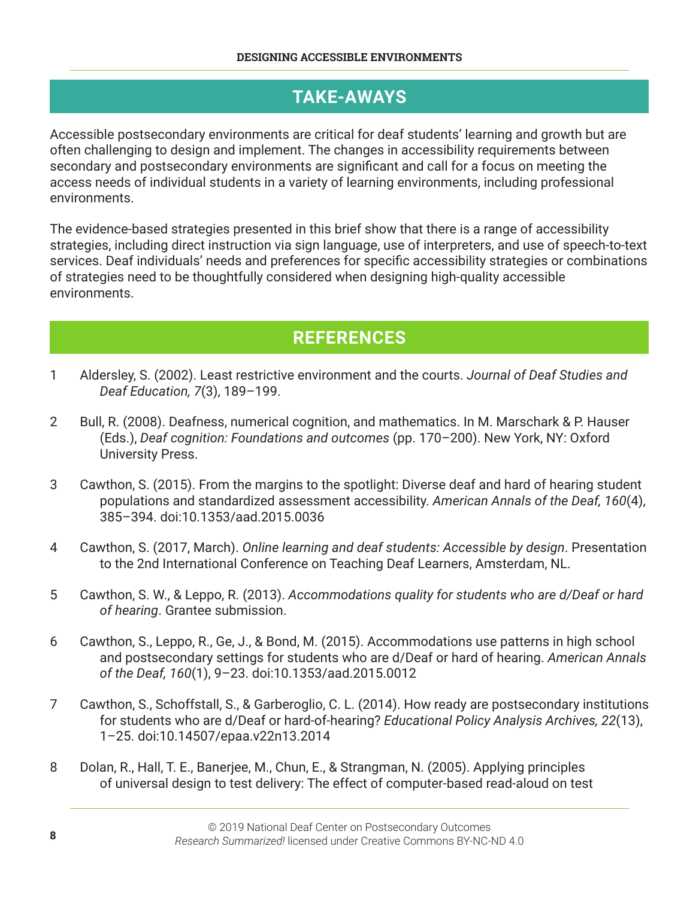## TAKE-AWAYS

Accessible postsecondary environments are critical for deaf students' learning and growth but are often challenging to design and implement. The changes in accessibility requirements between secondary and postsecondary environments are significant and call for a focus on meeting the access needs of individual students in a variety of learning environments, including professional environments.

The evidence-based strategies presented in this brief show that there is a range of accessibility strategies, including direct instruction via sign language, use of interpreters, and use of speech-to-text services. Deaf individuals' needs and preferences for specific accessibility strategies or combinations of strategies need to be thoughtfully considered when designing high-quality accessible environments.

## REFERENCES

1. Aldersley, S. (2002). Least restrictive environment and the courts. *Journal of Deaf Studies and Deaf Education, 7*(3), 189–199.
2. Bull, R. (2008). Deafness, numerical cognition, and mathematics. In M. Marschark & P. Hauser (Eds.), *Deaf cognition: Foundations and outcomes* (pp. 170–200). New York, NY: Oxford University Press.
3. Cawthon, S. (2015). From the margins to the spotlight: Diverse deaf and hard of hearing student populations and standardized assessment accessibility. *American Annals of the Deaf, 160*(4), 385–394. doi:10.1353/aad.2015.0036
4. Cawthon, S. (2017, March). *Online learning and deaf students: Accessible by design*. Presentation to the 2nd International Conference on Teaching Deaf Learners, Amsterdam, NL.
5. Cawthon, S. W., & Leppo, R. (2013). *Accommodations quality for students who are d/Deaf or hard of hearing*. Grantee submission.
6. Cawthon, S., Leppo, R., Ge, J., & Bond, M. (2015). Accommodations use patterns in high school and postsecondary settings for students who are d/Deaf or hard of hearing. *American Annals of the Deaf, 160*(1), 9–23. doi:10.1353/aad.2015.0012
7. Cawthon, S., Schoffstall, S., & Garberoglio, C. L. (2014). How ready are postsecondary institutions for students who are d/Deaf or hard-of-hearing? *Educational Policy Analysis Archives, 22*(13), 1–25. doi:10.14507/epaa.v22n13.2014
8. Dolan, R., Hall, T. E., Banerjee, M., Chun, E., & Strangman, N. (2005). Applying principles of universal design to test delivery: The effect of computer-based read-aloud on test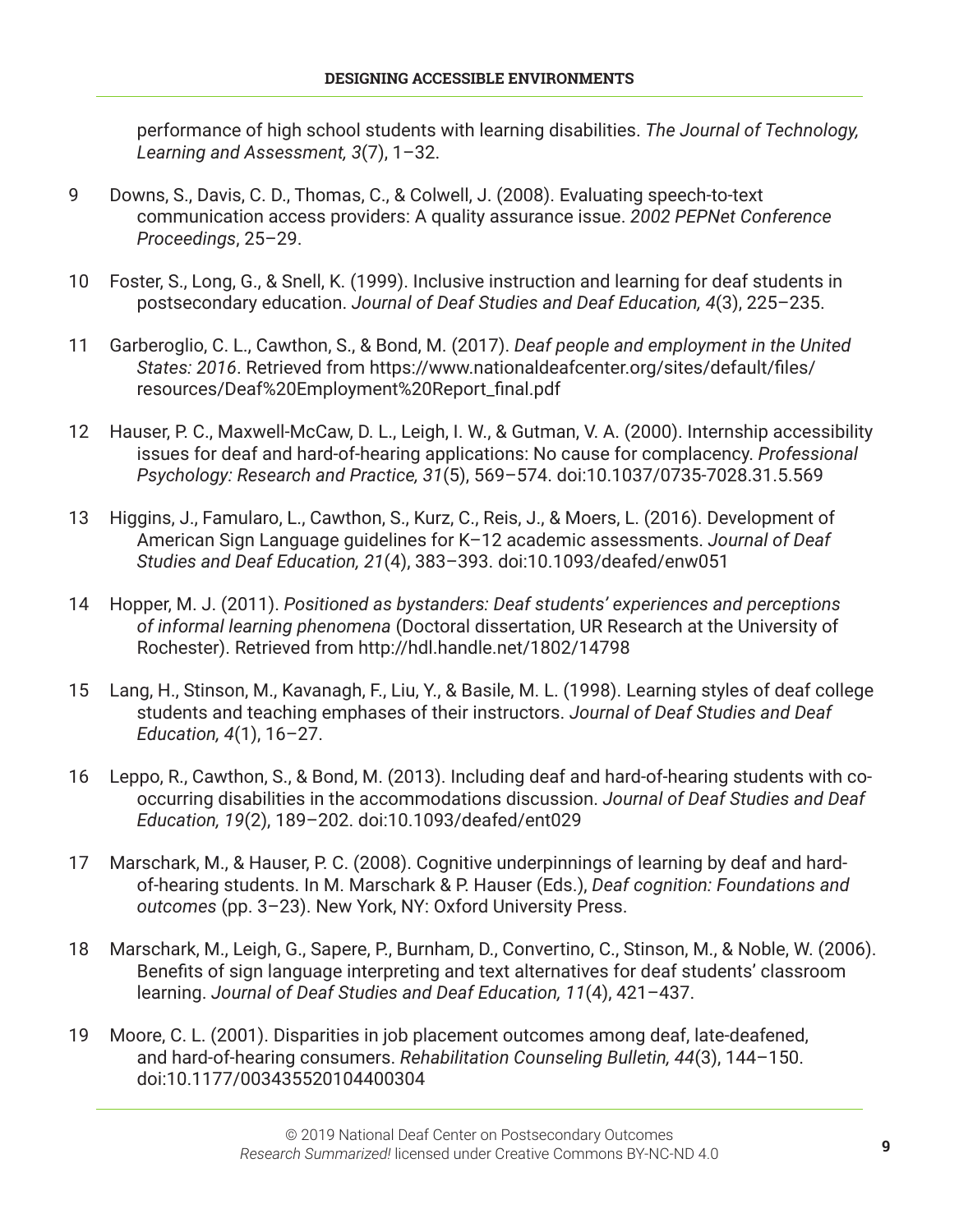performance of high school students with learning disabilities. *The Journal of Technology, Learning and Assessment, 3*(7), 1–32.

9 Downs, S., Davis, C. D., Thomas, C., & Colwell, J. (2008). Evaluating speech-to-text communication access providers: A quality assurance issue. *2002 PEPNet Conference Proceedings*, 25–29.

10 Foster, S., Long, G., & Snell, K. (1999). Inclusive instruction and learning for deaf students in postsecondary education. *Journal of Deaf Studies and Deaf Education, 4*(3), 225–235.

11 Garberoglio, C. L., Cawthon, S., & Bond, M. (2017). *Deaf people and employment in the United States: 2016*. Retrieved from https://www.nationaldeafcenter.org/sites/default/files/resources/Deaf%20Employment%20Report_final.pdf

12 Hauser, P. C., Maxwell-McCaw, D. L., Leigh, I. W., & Gutman, V. A. (2000). Internship accessibility issues for deaf and hard-of-hearing applications: No cause for complacency. *Professional Psychology: Research and Practice, 31*(5), 569–574. doi:10.1037/0735-7028.31.5.569

13 Higgins, J., Famularo, L., Cawthon, S., Kurz, C., Reis, J., & Moers, L. (2016). Development of American Sign Language guidelines for K–12 academic assessments. *Journal of Deaf Studies and Deaf Education, 21*(4), 383–393. doi:10.1093/deafed/enw051

14 Hopper, M. J. (2011). *Positioned as bystanders: Deaf students' experiences and perceptions of informal learning phenomena* (Doctoral dissertation, UR Research at the University of Rochester). Retrieved from http://hdl.handle.net/1802/14798

15 Lang, H., Stinson, M., Kavanagh, F., Liu, Y., & Basile, M. L. (1998). Learning styles of deaf college students and teaching emphases of their instructors. *Journal of Deaf Studies and Deaf Education, 4*(1), 16–27.

16 Leppo, R., Cawthon, S., & Bond, M. (2013). Including deaf and hard-of-hearing students with co-occurring disabilities in the accommodations discussion. *Journal of Deaf Studies and Deaf Education, 19*(2), 189–202. doi:10.1093/deafed/ent029

17 Marschark, M., & Hauser, P. C. (2008). Cognitive underpinnings of learning by deaf and hard-of-hearing students. In M. Marschark & P. Hauser (Eds.), *Deaf cognition: Foundations and outcomes* (pp. 3–23). New York, NY: Oxford University Press.

18 Marschark, M., Leigh, G., Sapere, P., Burnham, D., Convertino, C., Stinson, M., & Noble, W. (2006). Benefits of sign language interpreting and text alternatives for deaf students' classroom learning. *Journal of Deaf Studies and Deaf Education, 11*(4), 421–437.

19 Moore, C. L. (2001). Disparities in job placement outcomes among deaf, late-deafened, and hard-of-hearing consumers. *Rehabilitation Counseling Bulletin, 44*(3), 144–150. doi:10.1177/003435520104400304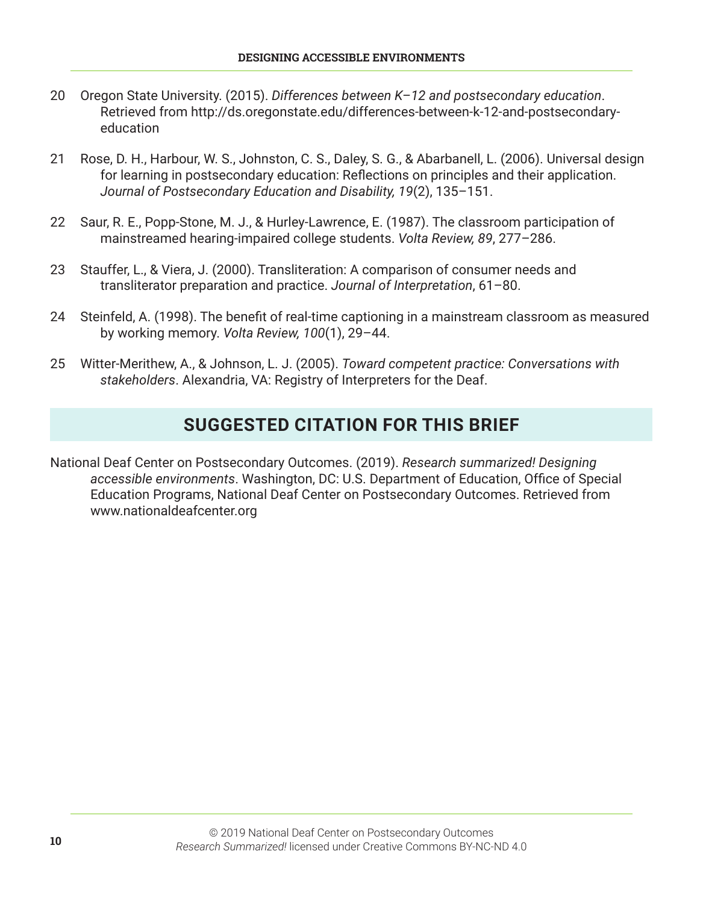20 Oregon State University. (2015). *Differences between K–12 and postsecondary education*. Retrieved from http://ds.oregonstate.edu/differences-between-k-12-and-postsecondary-education

21 Rose, D. H., Harbour, W. S., Johnston, C. S., Daley, S. G., & Abarbanell, L. (2006). Universal design for learning in postsecondary education: Reflections on principles and their application. *Journal of Postsecondary Education and Disability, 19*(2), 135–151.

22 Saur, R. E., Popp-Stone, M. J., & Hurley-Lawrence, E. (1987). The classroom participation of mainstreamed hearing-impaired college students. *Volta Review, 89*, 277–286.

23 Stauffer, L., & Viera, J. (2000). Transliteration: A comparison of consumer needs and transliterator preparation and practice. *Journal of Interpretation*, 61–80.

24 Steinfeld, A. (1998). The benefit of real-time captioning in a mainstream classroom as measured by working memory. *Volta Review, 100*(1), 29–44.

25 Witter-Merithew, A., & Johnson, L. J. (2005). *Toward competent practice: Conversations with stakeholders*. Alexandria, VA: Registry of Interpreters for the Deaf.

## SUGGESTED CITATION FOR THIS BRIEF

National Deaf Center on Postsecondary Outcomes. (2019). *Research summarized! Designing accessible environments*. Washington, DC: U.S. Department of Education, Office of Special Education Programs, National Deaf Center on Postsecondary Outcomes. Retrieved from www.nationaldeafcenter.org

© 2019 National Deaf Center on Postsecondary Outcomes
*Research Summarized!* licensed under Creative Commons BY-NC-ND 4.0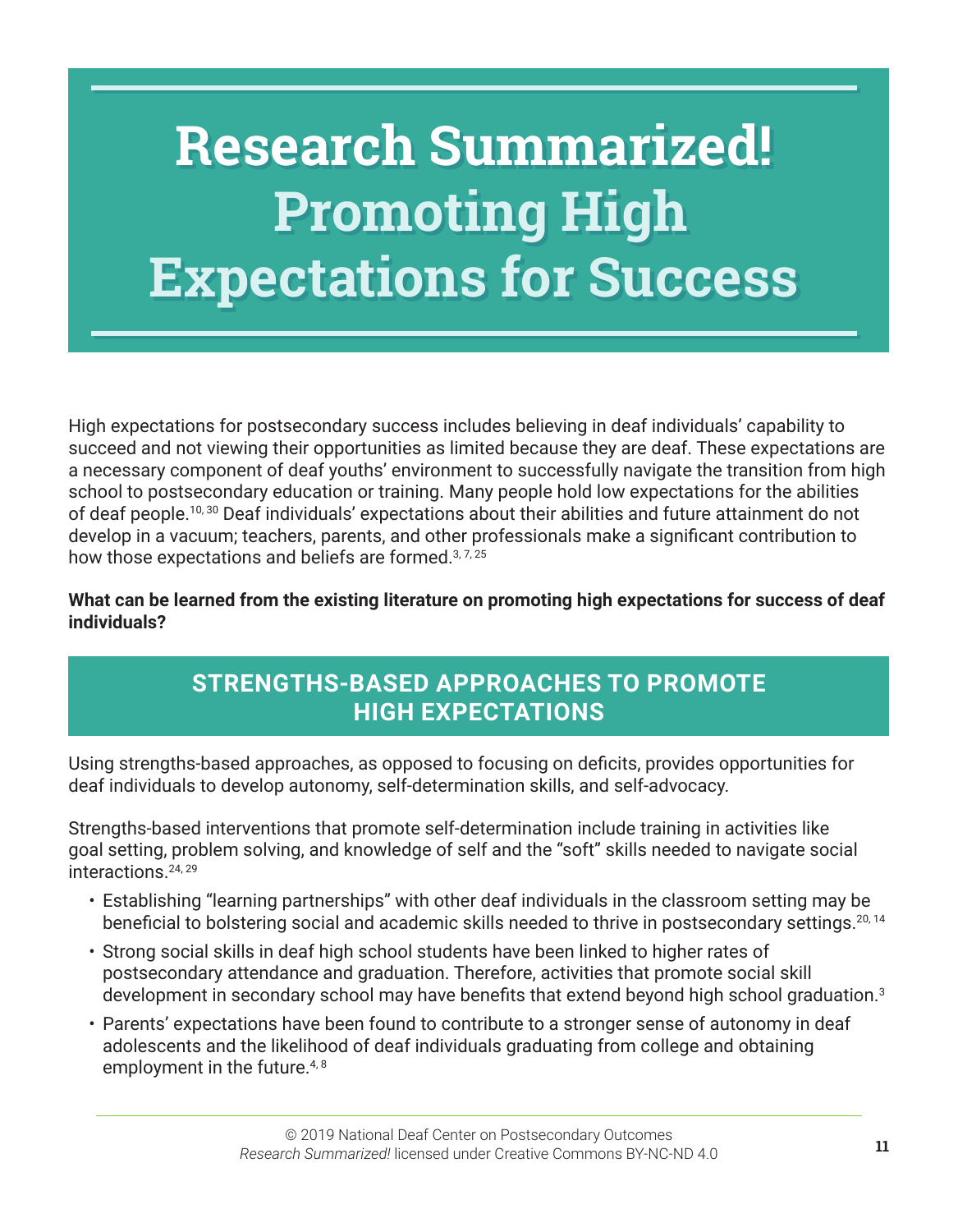# Research Summarized! Promoting High Expectations for Success

High expectations for postsecondary success includes believing in deaf individuals' capability to succeed and not viewing their opportunities as limited because they are deaf. These expectations are a necessary component of deaf youths' environment to successfully navigate the transition from high school to postsecondary education or training. Many people hold low expectations for the abilities of deaf people.[10, 30] Deaf individuals' expectations about their abilities and future attainment do not develop in a vacuum; teachers, parents, and other professionals make a significant contribution to how those expectations and beliefs are formed.[3, 7, 25]

**What can be learned from the existing literature on promoting high expectations for success of deaf individuals?**

## STRENGTHS-BASED APPROACHES TO PROMOTE HIGH EXPECTATIONS

Using strengths-based approaches, as opposed to focusing on deficits, provides opportunities for deaf individuals to develop autonomy, self-determination skills, and self-advocacy.

Strengths-based interventions that promote self-determination include training in activities like goal setting, problem solving, and knowledge of self and the "soft" skills needed to navigate social interactions.[24, 29]

- Establishing "learning partnerships" with other deaf individuals in the classroom setting may be beneficial to bolstering social and academic skills needed to thrive in postsecondary settings.[20, 14]
- Strong social skills in deaf high school students have been linked to higher rates of postsecondary attendance and graduation. Therefore, activities that promote social skill development in secondary school may have benefits that extend beyond high school graduation.[3]
- Parents' expectations have been found to contribute to a stronger sense of autonomy in deaf adolescents and the likelihood of deaf individuals graduating from college and obtaining employment in the future.[4, 8]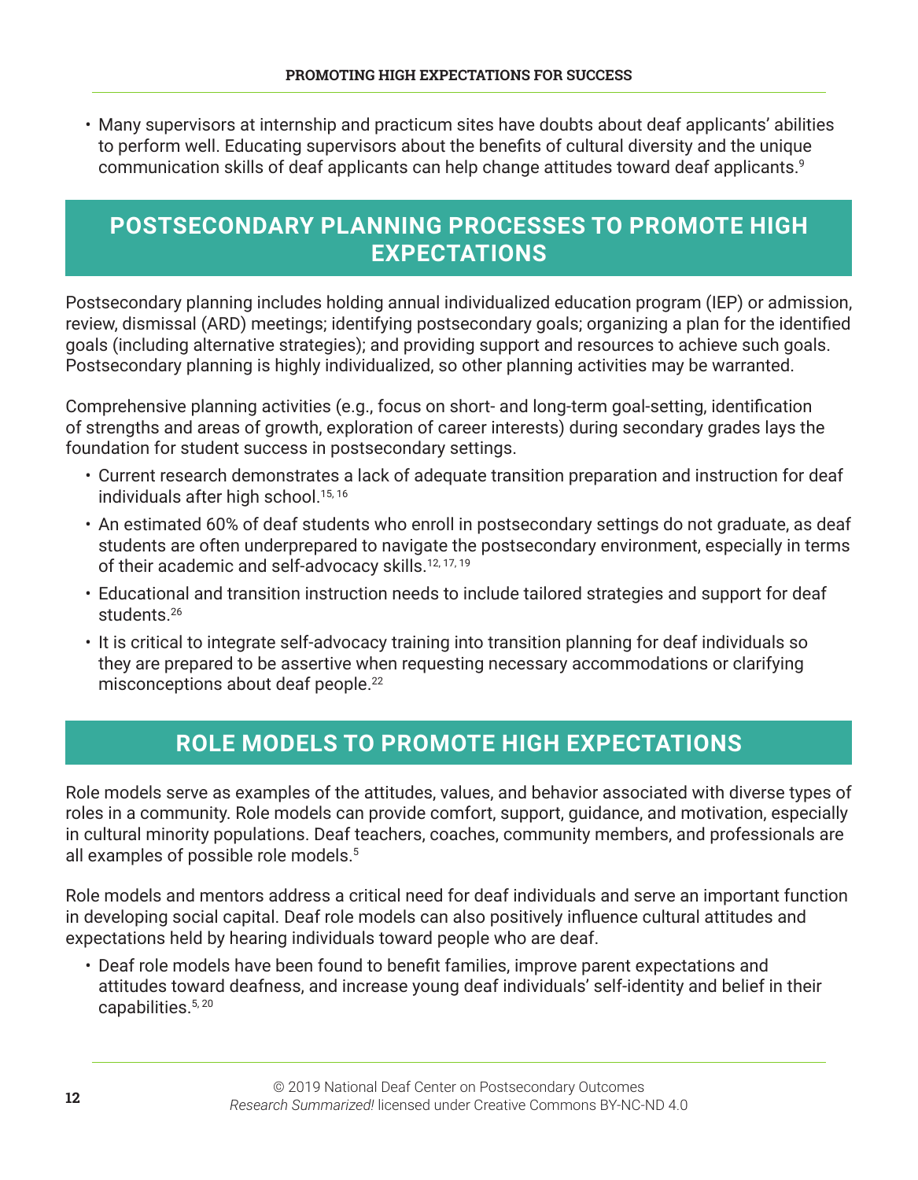- Many supervisors at internship and practicum sites have doubts about deaf applicants' abilities to perform well. Educating supervisors about the benefits of cultural diversity and the unique communication skills of deaf applicants can help change attitudes toward deaf applicants.[9]

## POSTSECONDARY PLANNING PROCESSES TO PROMOTE HIGH EXPECTATIONS

Postsecondary planning includes holding annual individualized education program (IEP) or admission, review, dismissal (ARD) meetings; identifying postsecondary goals; organizing a plan for the identified goals (including alternative strategies); and providing support and resources to achieve such goals. Postsecondary planning is highly individualized, so other planning activities may be warranted.

Comprehensive planning activities (e.g., focus on short- and long-term goal-setting, identification of strengths and areas of growth, exploration of career interests) during secondary grades lays the foundation for student success in postsecondary settings.

- Current research demonstrates a lack of adequate transition preparation and instruction for deaf individuals after high school.[15, 16]
- An estimated 60% of deaf students who enroll in postsecondary settings do not graduate, as deaf students are often underprepared to navigate the postsecondary environment, especially in terms of their academic and self-advocacy skills.[12, 17, 19]
- Educational and transition instruction needs to include tailored strategies and support for deaf students.[26]
- It is critical to integrate self-advocacy training into transition planning for deaf individuals so they are prepared to be assertive when requesting necessary accommodations or clarifying misconceptions about deaf people.[22]

## ROLE MODELS TO PROMOTE HIGH EXPECTATIONS

Role models serve as examples of the attitudes, values, and behavior associated with diverse types of roles in a community. Role models can provide comfort, support, guidance, and motivation, especially in cultural minority populations. Deaf teachers, coaches, community members, and professionals are all examples of possible role models.[5]

Role models and mentors address a critical need for deaf individuals and serve an important function in developing social capital. Deaf role models can also positively influence cultural attitudes and expectations held by hearing individuals toward people who are deaf.

- Deaf role models have been found to benefit families, improve parent expectations and attitudes toward deafness, and increase young deaf individuals' self-identity and belief in their capabilities.[5, 20]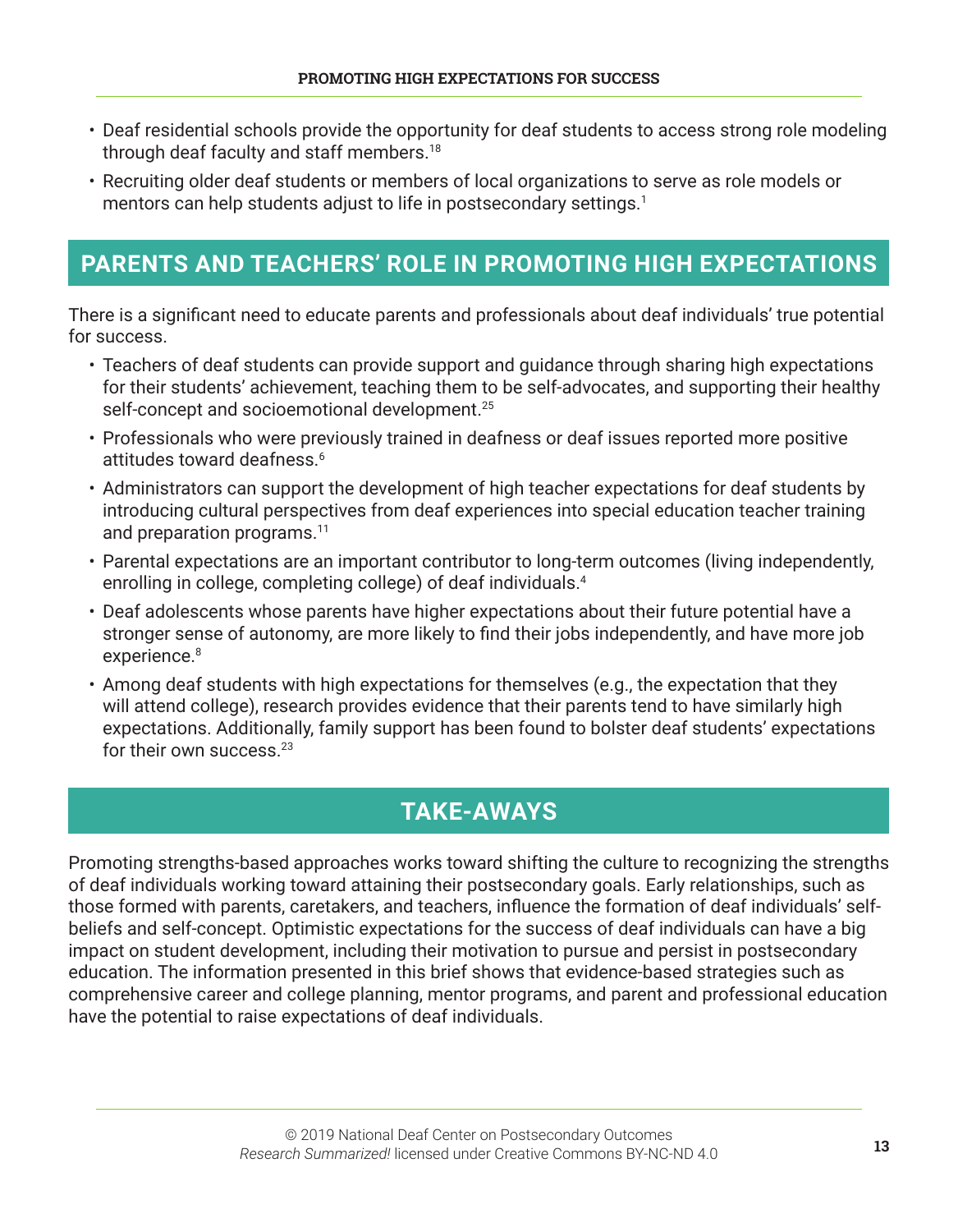- Deaf residential schools provide the opportunity for deaf students to access strong role modeling through deaf faculty and staff members.[18]
- Recruiting older deaf students or members of local organizations to serve as role models or mentors can help students adjust to life in postsecondary settings.[1]

## PARENTS AND TEACHERS' ROLE IN PROMOTING HIGH EXPECTATIONS

There is a significant need to educate parents and professionals about deaf individuals' true potential for success.

- Teachers of deaf students can provide support and guidance through sharing high expectations for their students' achievement, teaching them to be self-advocates, and supporting their healthy self-concept and socioemotional development.[25]
- Professionals who were previously trained in deafness or deaf issues reported more positive attitudes toward deafness.[6]
- Administrators can support the development of high teacher expectations for deaf students by introducing cultural perspectives from deaf experiences into special education teacher training and preparation programs.[11]
- Parental expectations are an important contributor to long-term outcomes (living independently, enrolling in college, completing college) of deaf individuals.[4]
- Deaf adolescents whose parents have higher expectations about their future potential have a stronger sense of autonomy, are more likely to find their jobs independently, and have more job experience.[8]
- Among deaf students with high expectations for themselves (e.g., the expectation that they will attend college), research provides evidence that their parents tend to have similarly high expectations. Additionally, family support has been found to bolster deaf students' expectations for their own success.[23]

## TAKE-AWAYS

Promoting strengths-based approaches works toward shifting the culture to recognizing the strengths of deaf individuals working toward attaining their postsecondary goals. Early relationships, such as those formed with parents, caretakers, and teachers, influence the formation of deaf individuals' self-beliefs and self-concept. Optimistic expectations for the success of deaf individuals can have a big impact on student development, including their motivation to pursue and persist in postsecondary education. The information presented in this brief shows that evidence-based strategies such as comprehensive career and college planning, mentor programs, and parent and professional education have the potential to raise expectations of deaf individuals.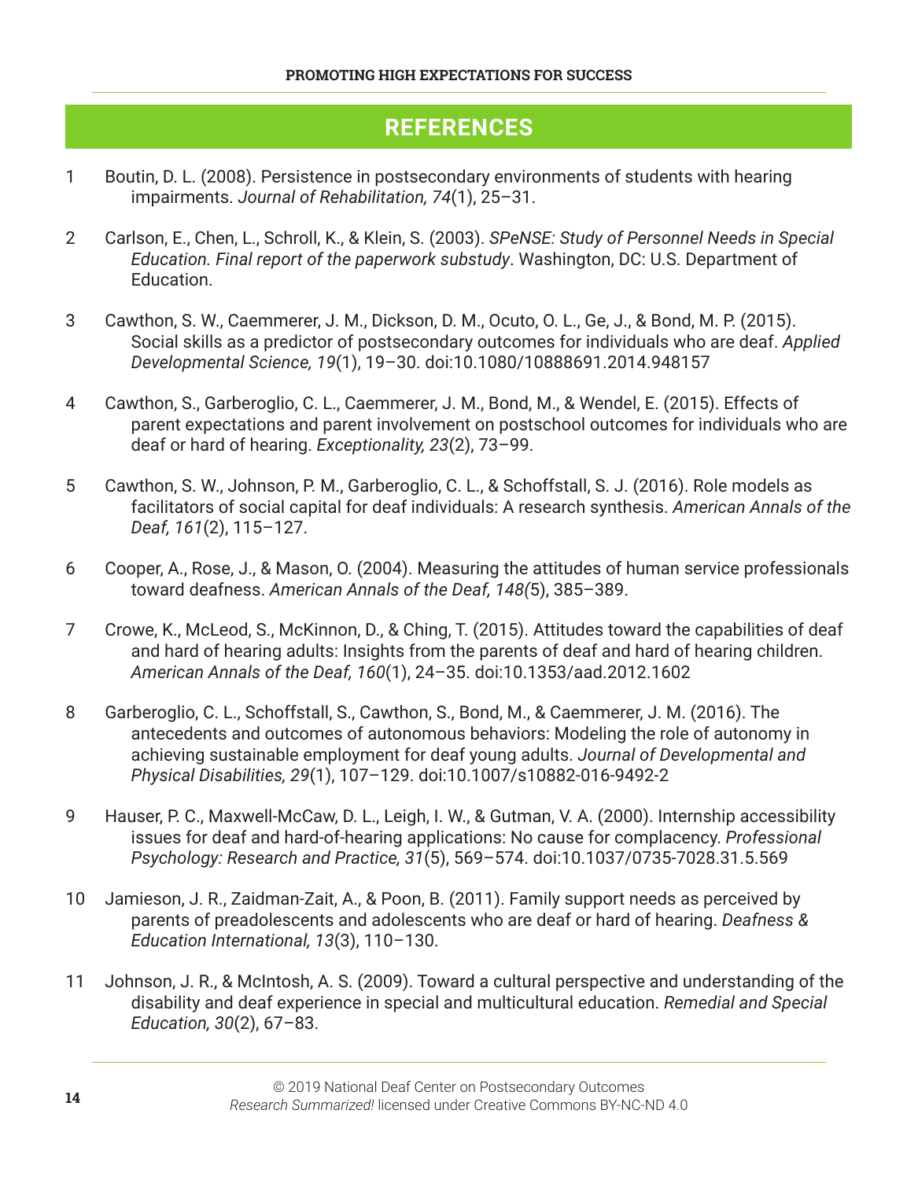## REFERENCES

1 Boutin, D. L. (2008). Persistence in postsecondary environments of students with hearing impairments. *Journal of Rehabilitation, 74*(1), 25–31.

2 Carlson, E., Chen, L., Schroll, K., & Klein, S. (2003). *SPeNSE: Study of Personnel Needs in Special Education. Final report of the paperwork substudy*. Washington, DC: U.S. Department of Education.

3 Cawthon, S. W., Caemmerer, J. M., Dickson, D. M., Ocuto, O. L., Ge, J., & Bond, M. P. (2015). Social skills as a predictor of postsecondary outcomes for individuals who are deaf. *Applied Developmental Science, 19*(1), 19–30. doi:10.1080/10888691.2014.948157

4 Cawthon, S., Garberoglio, C. L., Caemmerer, J. M., Bond, M., & Wendel, E. (2015). Effects of parent expectations and parent involvement on postschool outcomes for individuals who are deaf or hard of hearing. *Exceptionality, 23*(2), 73–99.

5 Cawthon, S. W., Johnson, P. M., Garberoglio, C. L., & Schoffstall, S. J. (2016). Role models as facilitators of social capital for deaf individuals: A research synthesis. *American Annals of the Deaf, 161*(2), 115–127.

6 Cooper, A., Rose, J., & Mason, O. (2004). Measuring the attitudes of human service professionals toward deafness. *American Annals of the Deaf, 148(*5), 385–389.

7 Crowe, K., McLeod, S., McKinnon, D., & Ching, T. (2015). Attitudes toward the capabilities of deaf and hard of hearing adults: Insights from the parents of deaf and hard of hearing children. *American Annals of the Deaf, 160*(1), 24–35. doi:10.1353/aad.2012.1602

8 Garberoglio, C. L., Schoffstall, S., Cawthon, S., Bond, M., & Caemmerer, J. M. (2016). The antecedents and outcomes of autonomous behaviors: Modeling the role of autonomy in achieving sustainable employment for deaf young adults. *Journal of Developmental and Physical Disabilities, 29*(1), 107–129. doi:10.1007/s10882-016-9492-2

9 Hauser, P. C., Maxwell-McCaw, D. L., Leigh, I. W., & Gutman, V. A. (2000). Internship accessibility issues for deaf and hard-of-hearing applications: No cause for complacency. *Professional Psychology: Research and Practice, 31*(5), 569–574. doi:10.1037/0735-7028.31.5.569

10 Jamieson, J. R., Zaidman-Zait, A., & Poon, B. (2011). Family support needs as perceived by parents of preadolescents and adolescents who are deaf or hard of hearing. *Deafness & Education International, 13*(3), 110–130.

11 Johnson, J. R., & McIntosh, A. S. (2009). Toward a cultural perspective and understanding of the disability and deaf experience in special and multicultural education. *Remedial and Special Education, 30*(2), 67–83.

© 2019 National Deaf Center on Postsecondary Outcomes
*Research Summarized!* licensed under Creative Commons BY-NC-ND 4.0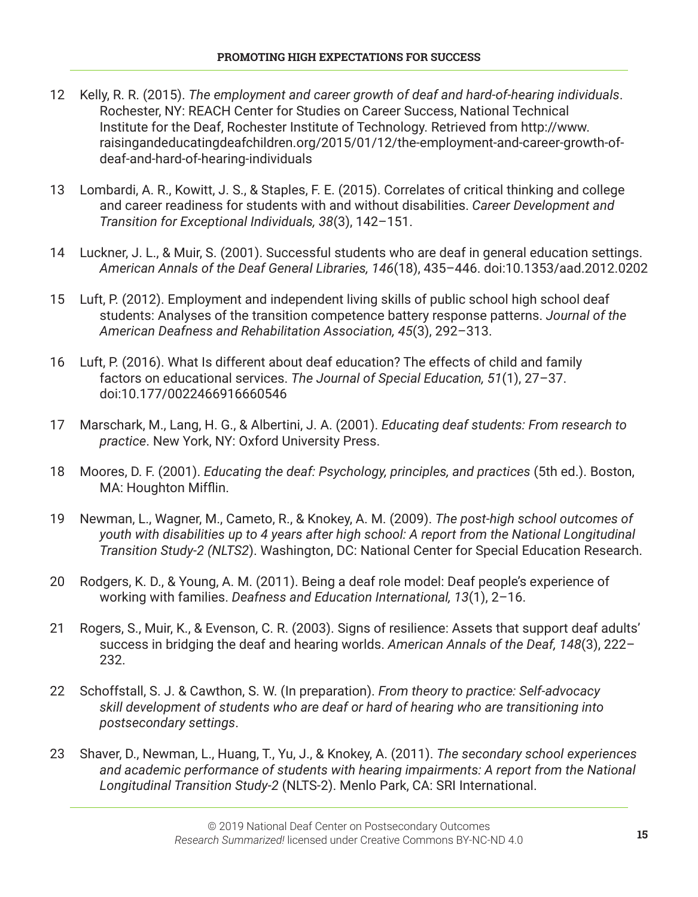12 Kelly, R. R. (2015). *The employment and career growth of deaf and hard-of-hearing individuals*. Rochester, NY: REACH Center for Studies on Career Success, National Technical Institute for the Deaf, Rochester Institute of Technology. Retrieved from http://www.raisingandeducatingdeafchildren.org/2015/01/12/the-employment-and-career-growth-of-deaf-and-hard-of-hearing-individuals

13 Lombardi, A. R., Kowitt, J. S., & Staples, F. E. (2015). Correlates of critical thinking and college and career readiness for students with and without disabilities. *Career Development and Transition for Exceptional Individuals, 38*(3), 142–151.

14 Luckner, J. L., & Muir, S. (2001). Successful students who are deaf in general education settings. *American Annals of the Deaf General Libraries, 146*(18), 435–446. doi:10.1353/aad.2012.0202

15 Luft, P. (2012). Employment and independent living skills of public school high school deaf students: Analyses of the transition competence battery response patterns. *Journal of the American Deafness and Rehabilitation Association, 45*(3), 292–313.

16 Luft, P. (2016). What Is different about deaf education? The effects of child and family factors on educational services. *The Journal of Special Education, 51*(1), 27–37. doi:10.177/0022466916660546

17 Marschark, M., Lang, H. G., & Albertini, J. A. (2001). *Educating deaf students: From research to practice*. New York, NY: Oxford University Press.

18 Moores, D. F. (2001). *Educating the deaf: Psychology, principles, and practices* (5th ed.). Boston, MA: Houghton Mifflin.

19 Newman, L., Wagner, M., Cameto, R., & Knokey, A. M. (2009). *The post-high school outcomes of youth with disabilities up to 4 years after high school: A report from the National Longitudinal Transition Study-2 (NLTS2*). Washington, DC: National Center for Special Education Research.

20 Rodgers, K. D., & Young, A. M. (2011). Being a deaf role model: Deaf people's experience of working with families. *Deafness and Education International, 13*(1), 2–16.

21 Rogers, S., Muir, K., & Evenson, C. R. (2003). Signs of resilience: Assets that support deaf adults' success in bridging the deaf and hearing worlds. *American Annals of the Deaf, 148*(3), 222–232.

22 Schoffstall, S. J. & Cawthon, S. W. (In preparation). *From theory to practice: Self-advocacy skill development of students who are deaf or hard of hearing who are transitioning into postsecondary settings*.

23 Shaver, D., Newman, L., Huang, T., Yu, J., & Knokey, A. (2011). *The secondary school experiences and academic performance of students with hearing impairments: A report from the National Longitudinal Transition Study-2* (NLTS-2). Menlo Park, CA: SRI International.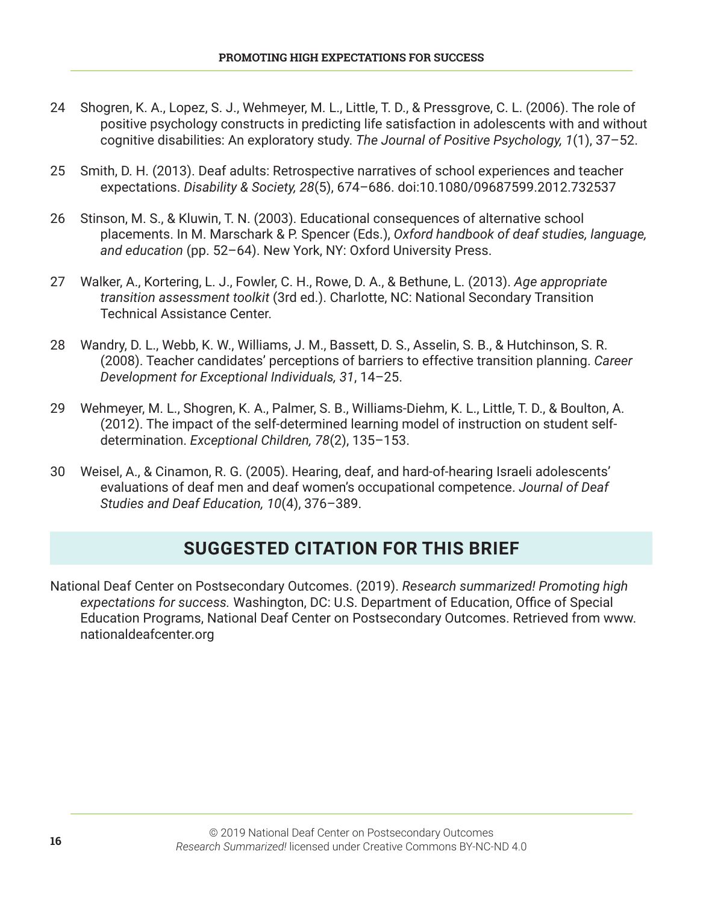24 Shogren, K. A., Lopez, S. J., Wehmeyer, M. L., Little, T. D., & Pressgrove, C. L. (2006). The role of positive psychology constructs in predicting life satisfaction in adolescents with and without cognitive disabilities: An exploratory study. *The Journal of Positive Psychology, 1*(1), 37–52.

25 Smith, D. H. (2013). Deaf adults: Retrospective narratives of school experiences and teacher expectations. *Disability & Society, 28*(5), 674–686. doi:10.1080/09687599.2012.732537

26 Stinson, M. S., & Kluwin, T. N. (2003). Educational consequences of alternative school placements. In M. Marschark & P. Spencer (Eds.), *Oxford handbook of deaf studies, language, and education* (pp. 52–64). New York, NY: Oxford University Press.

27 Walker, A., Kortering, L. J., Fowler, C. H., Rowe, D. A., & Bethune, L. (2013). *Age appropriate transition assessment toolkit* (3rd ed.). Charlotte, NC: National Secondary Transition Technical Assistance Center.

28 Wandry, D. L., Webb, K. W., Williams, J. M., Bassett, D. S., Asselin, S. B., & Hutchinson, S. R. (2008). Teacher candidates' perceptions of barriers to effective transition planning. *Career Development for Exceptional Individuals, 31*, 14–25.

29 Wehmeyer, M. L., Shogren, K. A., Palmer, S. B., Williams-Diehm, K. L., Little, T. D., & Boulton, A. (2012). The impact of the self-determined learning model of instruction on student self-determination. *Exceptional Children, 78*(2), 135–153.

30 Weisel, A., & Cinamon, R. G. (2005). Hearing, deaf, and hard-of-hearing Israeli adolescents' evaluations of deaf men and deaf women's occupational competence. *Journal of Deaf Studies and Deaf Education, 10*(4), 376–389.

## SUGGESTED CITATION FOR THIS BRIEF

National Deaf Center on Postsecondary Outcomes. (2019). *Research summarized! Promoting high expectations for success.* Washington, DC: U.S. Department of Education, Office of Special Education Programs, National Deaf Center on Postsecondary Outcomes. Retrieved from www.nationaldeafcenter.org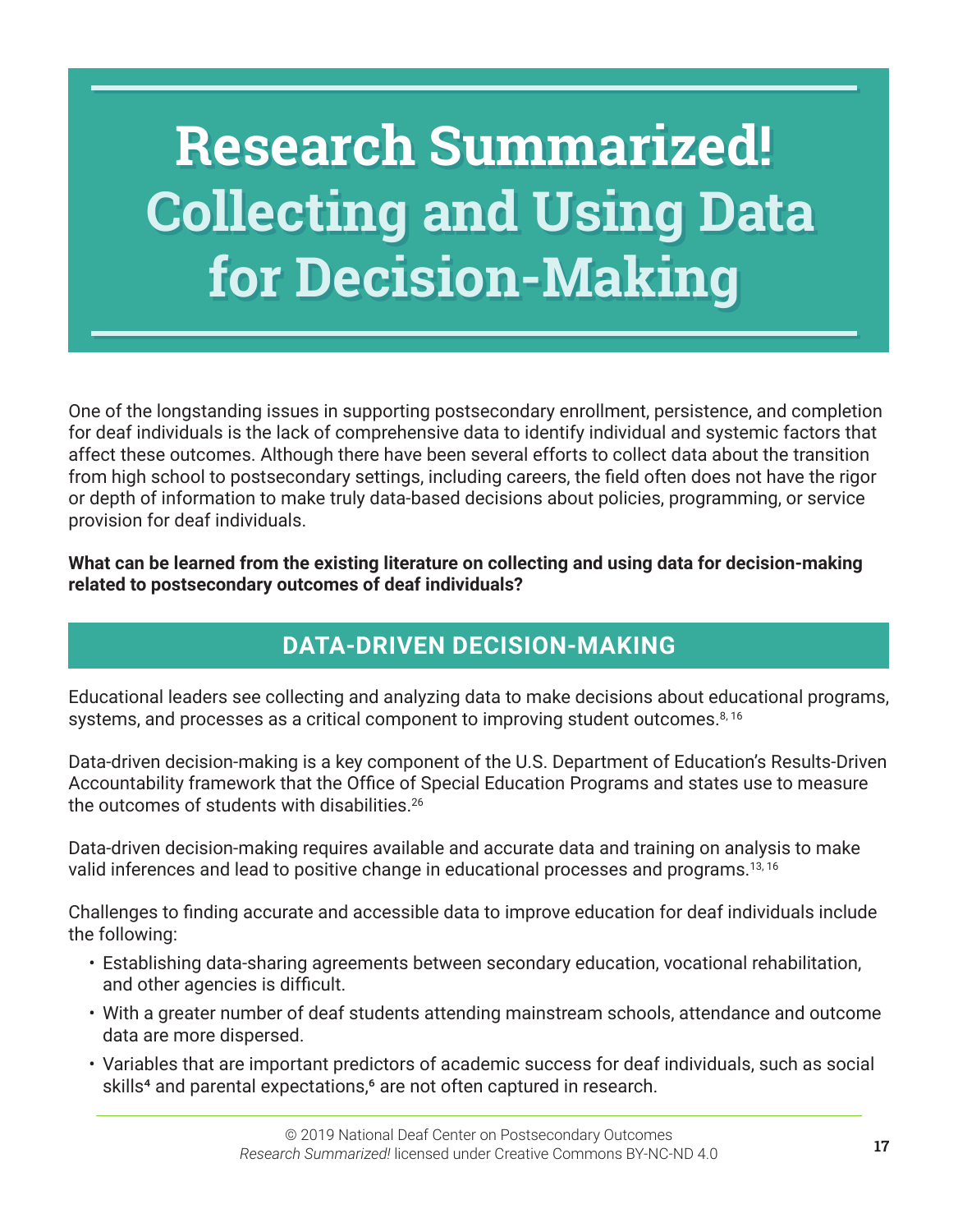# Research Summarized! Collecting and Using Data for Decision-Making

One of the longstanding issues in supporting postsecondary enrollment, persistence, and completion for deaf individuals is the lack of comprehensive data to identify individual and systemic factors that affect these outcomes. Although there have been several efforts to collect data about the transition from high school to postsecondary settings, including careers, the field often does not have the rigor or depth of information to make truly data-based decisions about policies, programming, or service provision for deaf individuals.

**What can be learned from the existing literature on collecting and using data for decision-making related to postsecondary outcomes of deaf individuals?**

## DATA-DRIVEN DECISION-MAKING

Educational leaders see collecting and analyzing data to make decisions about educational programs, systems, and processes as a critical component to improving student outcomes.[8, 16]

Data-driven decision-making is a key component of the U.S. Department of Education's Results-Driven Accountability framework that the Office of Special Education Programs and states use to measure the outcomes of students with disabilities.[26]

Data-driven decision-making requires available and accurate data and training on analysis to make valid inferences and lead to positive change in educational processes and programs.[13, 16]

Challenges to finding accurate and accessible data to improve education for deaf individuals include the following:

- Establishing data-sharing agreements between secondary education, vocational rehabilitation, and other agencies is difficult.
- With a greater number of deaf students attending mainstream schools, attendance and outcome data are more dispersed.
- Variables that are important predictors of academic success for deaf individuals, such as social skills[4] and parental expectations,[6] are not often captured in research.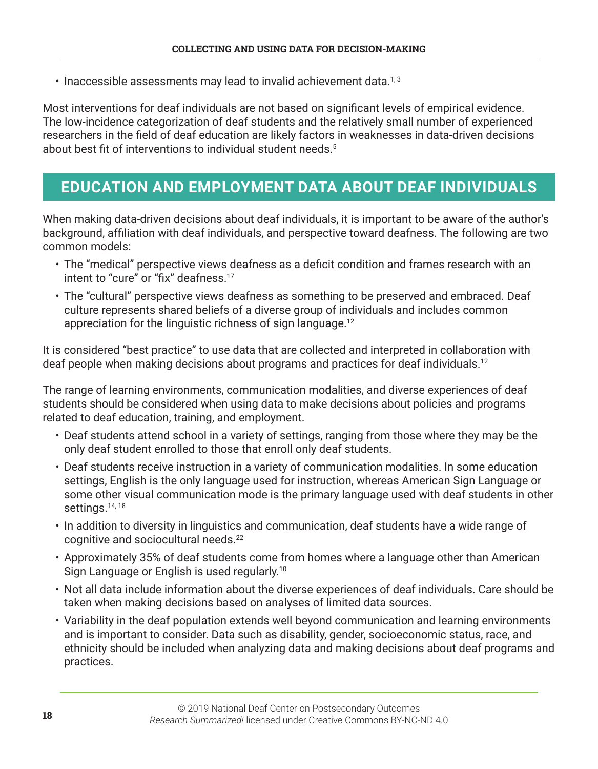- Inaccessible assessments may lead to invalid achievement data.[1, 3]

Most interventions for deaf individuals are not based on significant levels of empirical evidence. The low-incidence categorization of deaf students and the relatively small number of experienced researchers in the field of deaf education are likely factors in weaknesses in data-driven decisions about best fit of interventions to individual student needs.[5]

## EDUCATION AND EMPLOYMENT DATA ABOUT DEAF INDIVIDUALS

When making data-driven decisions about deaf individuals, it is important to be aware of the author's background, affiliation with deaf individuals, and perspective toward deafness. The following are two common models:

- The "medical" perspective views deafness as a deficit condition and frames research with an intent to "cure" or "fix" deafness.[17]
- The "cultural" perspective views deafness as something to be preserved and embraced. Deaf culture represents shared beliefs of a diverse group of individuals and includes common appreciation for the linguistic richness of sign language.[12]

It is considered "best practice" to use data that are collected and interpreted in collaboration with deaf people when making decisions about programs and practices for deaf individuals.[12]

The range of learning environments, communication modalities, and diverse experiences of deaf students should be considered when using data to make decisions about policies and programs related to deaf education, training, and employment.

- Deaf students attend school in a variety of settings, ranging from those where they may be the only deaf student enrolled to those that enroll only deaf students.
- Deaf students receive instruction in a variety of communication modalities. In some education settings, English is the only language used for instruction, whereas American Sign Language or some other visual communication mode is the primary language used with deaf students in other settings.[14, 18]
- In addition to diversity in linguistics and communication, deaf students have a wide range of cognitive and sociocultural needs.[22]
- Approximately 35% of deaf students come from homes where a language other than American Sign Language or English is used regularly.[10]
- Not all data include information about the diverse experiences of deaf individuals. Care should be taken when making decisions based on analyses of limited data sources.
- Variability in the deaf population extends well beyond communication and learning environments and is important to consider. Data such as disability, gender, socioeconomic status, race, and ethnicity should be included when analyzing data and making decisions about deaf programs and practices.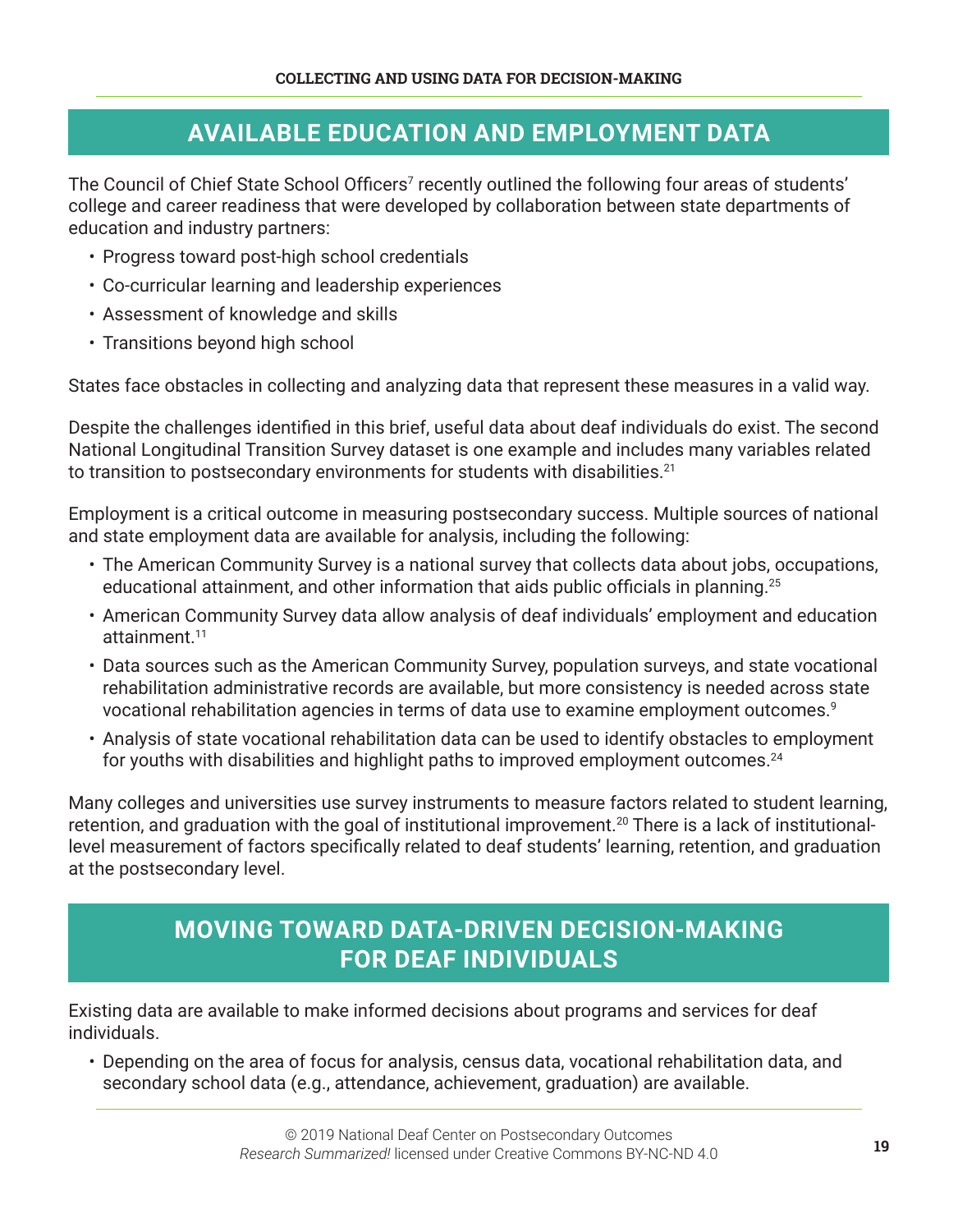## AVAILABLE EDUCATION AND EMPLOYMENT DATA

The Council of Chief State School Officers[7] recently outlined the following four areas of students' college and career readiness that were developed by collaboration between state departments of education and industry partners:

- Progress toward post-high school credentials
- Co-curricular learning and leadership experiences
- Assessment of knowledge and skills
- Transitions beyond high school

States face obstacles in collecting and analyzing data that represent these measures in a valid way.

Despite the challenges identified in this brief, useful data about deaf individuals do exist. The second National Longitudinal Transition Survey dataset is one example and includes many variables related to transition to postsecondary environments for students with disabilities.[21]

Employment is a critical outcome in measuring postsecondary success. Multiple sources of national and state employment data are available for analysis, including the following:

- The American Community Survey is a national survey that collects data about jobs, occupations, educational attainment, and other information that aids public officials in planning.[25]
- American Community Survey data allow analysis of deaf individuals' employment and education attainment.[11]
- Data sources such as the American Community Survey, population surveys, and state vocational rehabilitation administrative records are available, but more consistency is needed across state vocational rehabilitation agencies in terms of data use to examine employment outcomes.[9]
- Analysis of state vocational rehabilitation data can be used to identify obstacles to employment for youths with disabilities and highlight paths to improved employment outcomes.[24]

Many colleges and universities use survey instruments to measure factors related to student learning, retention, and graduation with the goal of institutional improvement.[20] There is a lack of institutional-level measurement of factors specifically related to deaf students' learning, retention, and graduation at the postsecondary level.

## MOVING TOWARD DATA-DRIVEN DECISION-MAKING FOR DEAF INDIVIDUALS

Existing data are available to make informed decisions about programs and services for deaf individuals.

- Depending on the area of focus for analysis, census data, vocational rehabilitation data, and secondary school data (e.g., attendance, achievement, graduation) are available.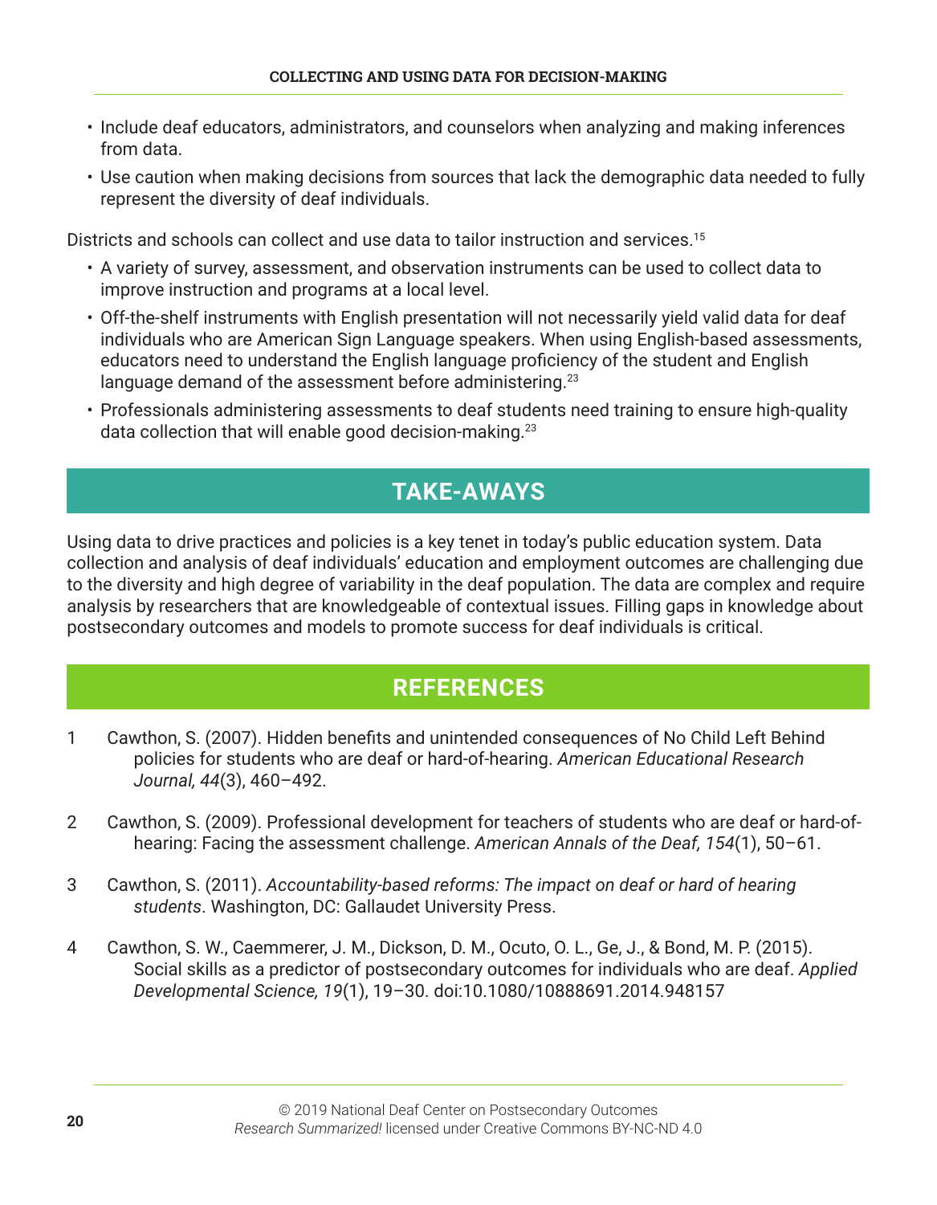- Include deaf educators, administrators, and counselors when analyzing and making inferences from data.
- Use caution when making decisions from sources that lack the demographic data needed to fully represent the diversity of deaf individuals.

Districts and schools can collect and use data to tailor instruction and services.[15]

- A variety of survey, assessment, and observation instruments can be used to collect data to improve instruction and programs at a local level.
- Off-the-shelf instruments with English presentation will not necessarily yield valid data for deaf individuals who are American Sign Language speakers. When using English-based assessments, educators need to understand the English language proficiency of the student and English language demand of the assessment before administering.[23]
- Professionals administering assessments to deaf students need training to ensure high-quality data collection that will enable good decision-making.[23]

## TAKE-AWAYS

Using data to drive practices and policies is a key tenet in today's public education system. Data collection and analysis of deaf individuals' education and employment outcomes are challenging due to the diversity and high degree of variability in the deaf population. The data are complex and require analysis by researchers that are knowledgeable of contextual issues. Filling gaps in knowledge about postsecondary outcomes and models to promote success for deaf individuals is critical.

## REFERENCES

1 Cawthon, S. (2007). Hidden benefits and unintended consequences of No Child Left Behind policies for students who are deaf or hard-of-hearing. *American Educational Research Journal, 44*(3), 460–492.

2 Cawthon, S. (2009). Professional development for teachers of students who are deaf or hard-of-hearing: Facing the assessment challenge. *American Annals of the Deaf, 154*(1), 50–61.

3 Cawthon, S. (2011). *Accountability-based reforms: The impact on deaf or hard of hearing students*. Washington, DC: Gallaudet University Press.

4 Cawthon, S. W., Caemmerer, J. M., Dickson, D. M., Ocuto, O. L., Ge, J., & Bond, M. P. (2015). Social skills as a predictor of postsecondary outcomes for individuals who are deaf. *Applied Developmental Science, 19*(1), 19–30. doi:10.1080/10888691.2014.948157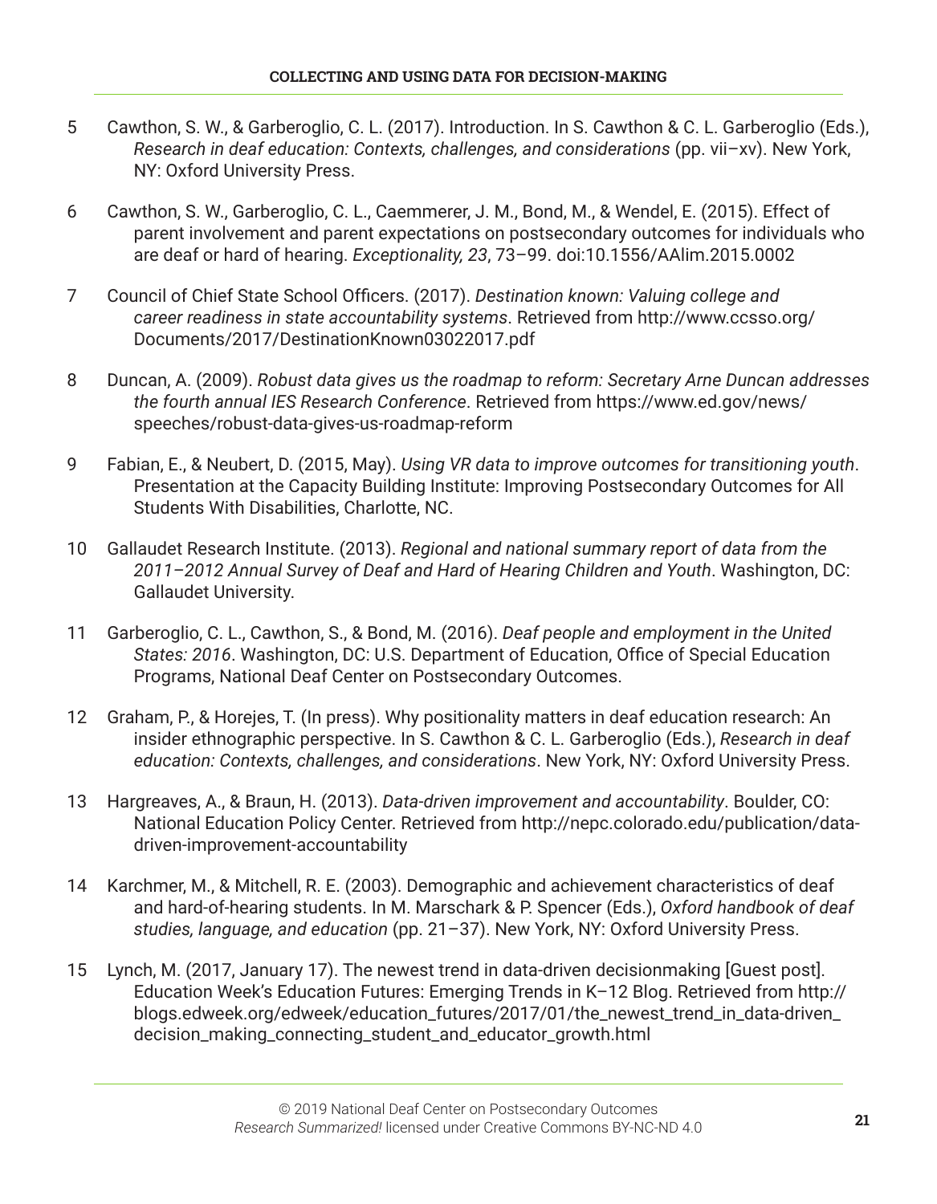5. Cawthon, S. W., & Garberoglio, C. L. (2017). Introduction. In S. Cawthon & C. L. Garberoglio (Eds.), *Research in deaf education: Contexts, challenges, and considerations* (pp. vii–xv). New York, NY: Oxford University Press.

6. Cawthon, S. W., Garberoglio, C. L., Caemmerer, J. M., Bond, M., & Wendel, E. (2015). Effect of parent involvement and parent expectations on postsecondary outcomes for individuals who are deaf or hard of hearing. *Exceptionality, 23*, 73–99. doi:10.1556/AAlim.2015.0002

7. Council of Chief State School Officers. (2017). *Destination known: Valuing college and career readiness in state accountability systems*. Retrieved from http://www.ccsso.org/Documents/2017/DestinationKnown03022017.pdf

8. Duncan, A. (2009). *Robust data gives us the roadmap to reform: Secretary Arne Duncan addresses the fourth annual IES Research Conference*. Retrieved from https://www.ed.gov/news/speeches/robust-data-gives-us-roadmap-reform

9. Fabian, E., & Neubert, D. (2015, May). *Using VR data to improve outcomes for transitioning youth*. Presentation at the Capacity Building Institute: Improving Postsecondary Outcomes for All Students With Disabilities, Charlotte, NC.

10. Gallaudet Research Institute. (2013). *Regional and national summary report of data from the 2011–2012 Annual Survey of Deaf and Hard of Hearing Children and Youth*. Washington, DC: Gallaudet University.

11. Garberoglio, C. L., Cawthon, S., & Bond, M. (2016). *Deaf people and employment in the United States: 2016*. Washington, DC: U.S. Department of Education, Office of Special Education Programs, National Deaf Center on Postsecondary Outcomes.

12. Graham, P., & Horejes, T. (In press). Why positionality matters in deaf education research: An insider ethnographic perspective. In S. Cawthon & C. L. Garberoglio (Eds.), *Research in deaf education: Contexts, challenges, and considerations*. New York, NY: Oxford University Press.

13. Hargreaves, A., & Braun, H. (2013). *Data-driven improvement and accountability*. Boulder, CO: National Education Policy Center. Retrieved from http://nepc.colorado.edu/publication/data-driven-improvement-accountability

14. Karchmer, M., & Mitchell, R. E. (2003). Demographic and achievement characteristics of deaf and hard-of-hearing students. In M. Marschark & P. Spencer (Eds.), *Oxford handbook of deaf studies, language, and education* (pp. 21–37). New York, NY: Oxford University Press.

15. Lynch, M. (2017, January 17). The newest trend in data-driven decisionmaking [Guest post]. Education Week's Education Futures: Emerging Trends in K–12 Blog. Retrieved from http://blogs.edweek.org/edweek/education_futures/2017/01/the_newest_trend_in_data-driven_decision_making_connecting_student_and_educator_growth.html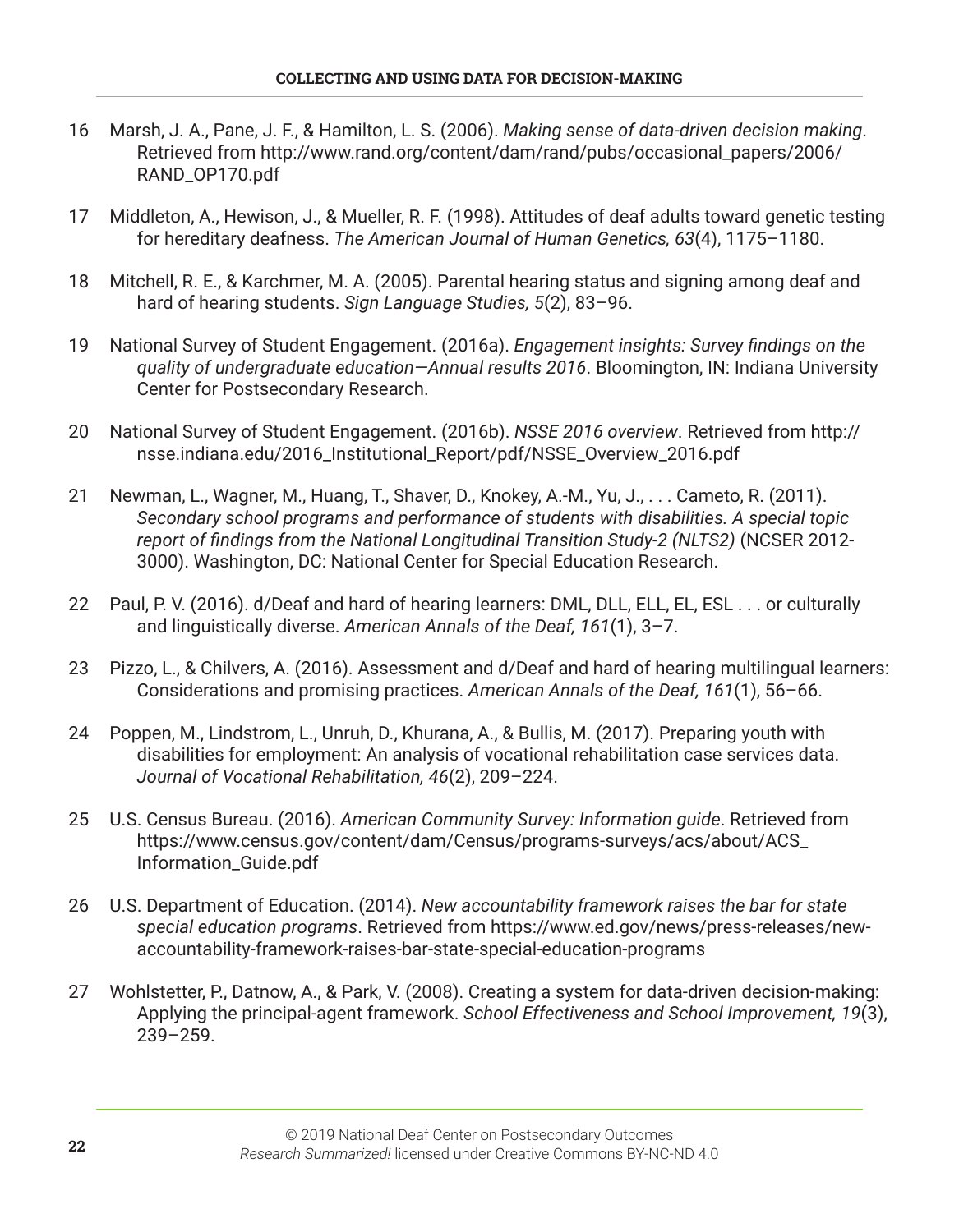16 Marsh, J. A., Pane, J. F., & Hamilton, L. S. (2006). *Making sense of data-driven decision making*. Retrieved from http://www.rand.org/content/dam/rand/pubs/occasional_papers/2006/RAND_OP170.pdf

17 Middleton, A., Hewison, J., & Mueller, R. F. (1998). Attitudes of deaf adults toward genetic testing for hereditary deafness. *The American Journal of Human Genetics, 63*(4), 1175–1180.

18 Mitchell, R. E., & Karchmer, M. A. (2005). Parental hearing status and signing among deaf and hard of hearing students. *Sign Language Studies, 5*(2), 83–96.

19 National Survey of Student Engagement. (2016a). *Engagement insights: Survey findings on the quality of undergraduate education—Annual results 2016*. Bloomington, IN: Indiana University Center for Postsecondary Research.

20 National Survey of Student Engagement. (2016b). *NSSE 2016 overview*. Retrieved from http://nsse.indiana.edu/2016_Institutional_Report/pdf/NSSE_Overview_2016.pdf

21 Newman, L., Wagner, M., Huang, T., Shaver, D., Knokey, A.-M., Yu, J., . . . Cameto, R. (2011). *Secondary school programs and performance of students with disabilities. A special topic report of findings from the National Longitudinal Transition Study-2 (NLTS2)* (NCSER 2012-3000). Washington, DC: National Center for Special Education Research.

22 Paul, P. V. (2016). d/Deaf and hard of hearing learners: DML, DLL, ELL, EL, ESL . . . or culturally and linguistically diverse. *American Annals of the Deaf, 161*(1), 3–7.

23 Pizzo, L., & Chilvers, A. (2016). Assessment and d/Deaf and hard of hearing multilingual learners: Considerations and promising practices. *American Annals of the Deaf, 161*(1), 56–66.

24 Poppen, M., Lindstrom, L., Unruh, D., Khurana, A., & Bullis, M. (2017). Preparing youth with disabilities for employment: An analysis of vocational rehabilitation case services data. *Journal of Vocational Rehabilitation, 46*(2), 209–224.

25 U.S. Census Bureau. (2016). *American Community Survey: Information guide*. Retrieved from https://www.census.gov/content/dam/Census/programs-surveys/acs/about/ACS_Information_Guide.pdf

26 U.S. Department of Education. (2014). *New accountability framework raises the bar for state special education programs*. Retrieved from https://www.ed.gov/news/press-releases/new-accountability-framework-raises-bar-state-special-education-programs

27 Wohlstetter, P., Datnow, A., & Park, V. (2008). Creating a system for data-driven decision-making: Applying the principal-agent framework. *School Effectiveness and School Improvement, 19*(3), 239–259.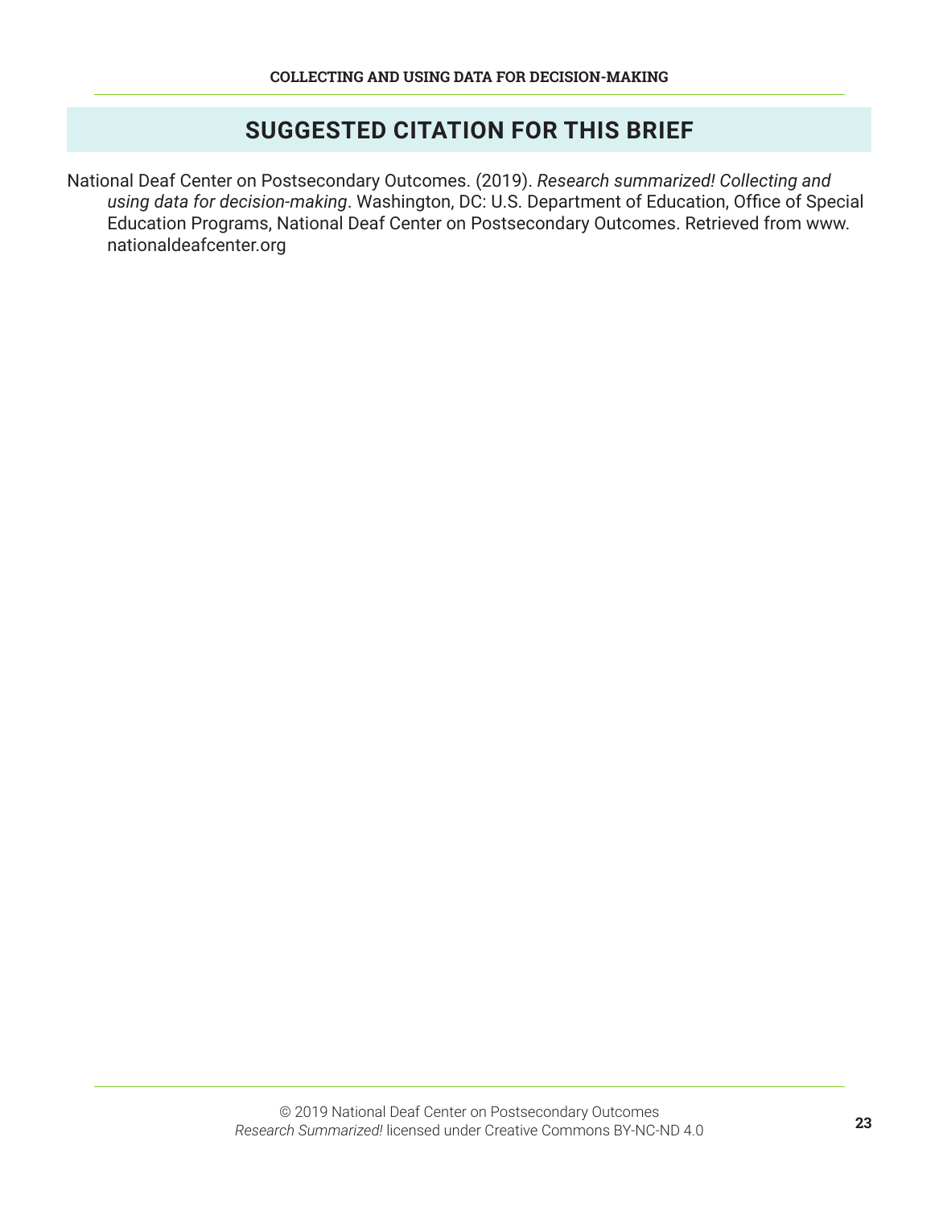## SUGGESTED CITATION FOR THIS BRIEF

National Deaf Center on Postsecondary Outcomes. (2019). *Research summarized! Collecting and using data for decision-making*. Washington, DC: U.S. Department of Education, Office of Special Education Programs, National Deaf Center on Postsecondary Outcomes. Retrieved from www.nationaldeafcenter.org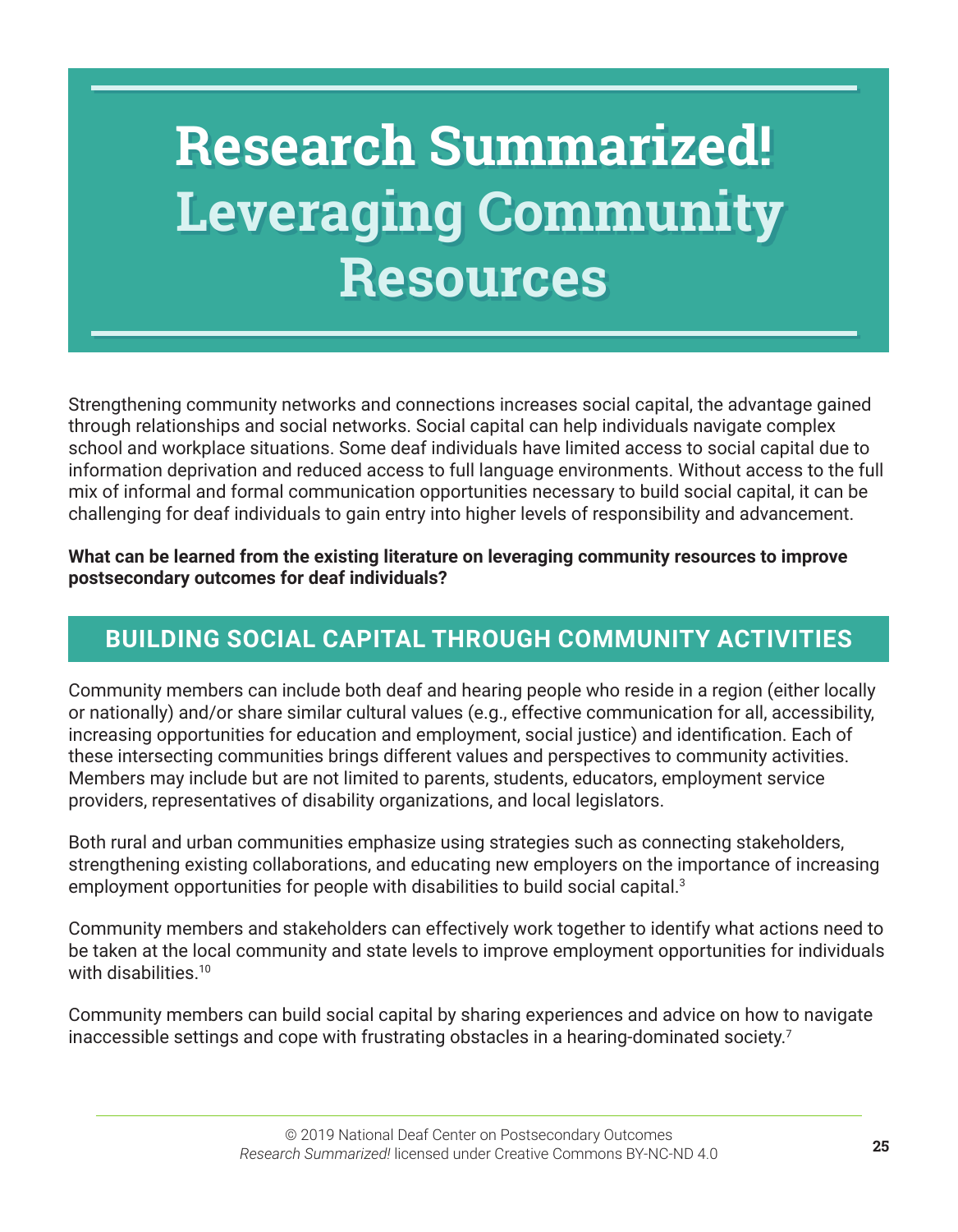# Research Summarized! Leveraging Community Resources

Strengthening community networks and connections increases social capital, the advantage gained through relationships and social networks. Social capital can help individuals navigate complex school and workplace situations. Some deaf individuals have limited access to social capital due to information deprivation and reduced access to full language environments. Without access to the full mix of informal and formal communication opportunities necessary to build social capital, it can be challenging for deaf individuals to gain entry into higher levels of responsibility and advancement.

**What can be learned from the existing literature on leveraging community resources to improve postsecondary outcomes for deaf individuals?**

## BUILDING SOCIAL CAPITAL THROUGH COMMUNITY ACTIVITIES

Community members can include both deaf and hearing people who reside in a region (either locally or nationally) and/or share similar cultural values (e.g., effective communication for all, accessibility, increasing opportunities for education and employment, social justice) and identification. Each of these intersecting communities brings different values and perspectives to community activities. Members may include but are not limited to parents, students, educators, employment service providers, representatives of disability organizations, and local legislators.

Both rural and urban communities emphasize using strategies such as connecting stakeholders, strengthening existing collaborations, and educating new employers on the importance of increasing employment opportunities for people with disabilities to build social capital.[3]

Community members and stakeholders can effectively work together to identify what actions need to be taken at the local community and state levels to improve employment opportunities for individuals with disabilities.[10]

Community members can build social capital by sharing experiences and advice on how to navigate inaccessible settings and cope with frustrating obstacles in a hearing-dominated society.[7]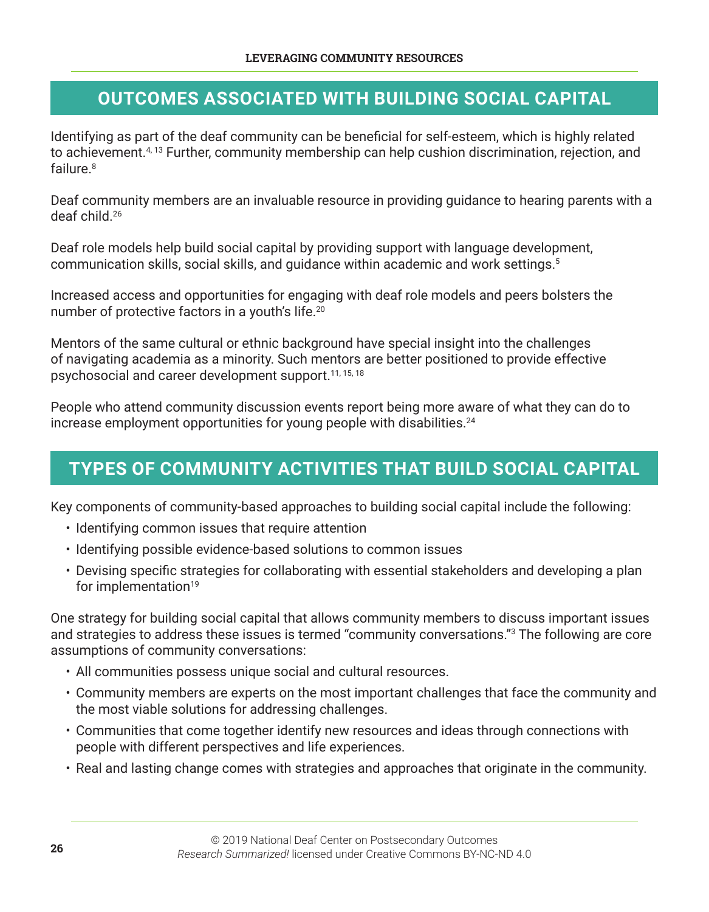## OUTCOMES ASSOCIATED WITH BUILDING SOCIAL CAPITAL

Identifying as part of the deaf community can be beneficial for self-esteem, which is highly related to achievement.[4, 13] Further, community membership can help cushion discrimination, rejection, and failure.[8]

Deaf community members are an invaluable resource in providing guidance to hearing parents with a deaf child.[26]

Deaf role models help build social capital by providing support with language development, communication skills, social skills, and guidance within academic and work settings.[5]

Increased access and opportunities for engaging with deaf role models and peers bolsters the number of protective factors in a youth's life.[20]

Mentors of the same cultural or ethnic background have special insight into the challenges of navigating academia as a minority. Such mentors are better positioned to provide effective psychosocial and career development support.[11, 15, 18]

People who attend community discussion events report being more aware of what they can do to increase employment opportunities for young people with disabilities.[24]

## TYPES OF COMMUNITY ACTIVITIES THAT BUILD SOCIAL CAPITAL

Key components of community-based approaches to building social capital include the following:

- Identifying common issues that require attention
- Identifying possible evidence-based solutions to common issues
- Devising specific strategies for collaborating with essential stakeholders and developing a plan for implementation[19]

One strategy for building social capital that allows community members to discuss important issues and strategies to address these issues is termed "community conversations."[3] The following are core assumptions of community conversations:

- All communities possess unique social and cultural resources.
- Community members are experts on the most important challenges that face the community and the most viable solutions for addressing challenges.
- Communities that come together identify new resources and ideas through connections with people with different perspectives and life experiences.
- Real and lasting change comes with strategies and approaches that originate in the community.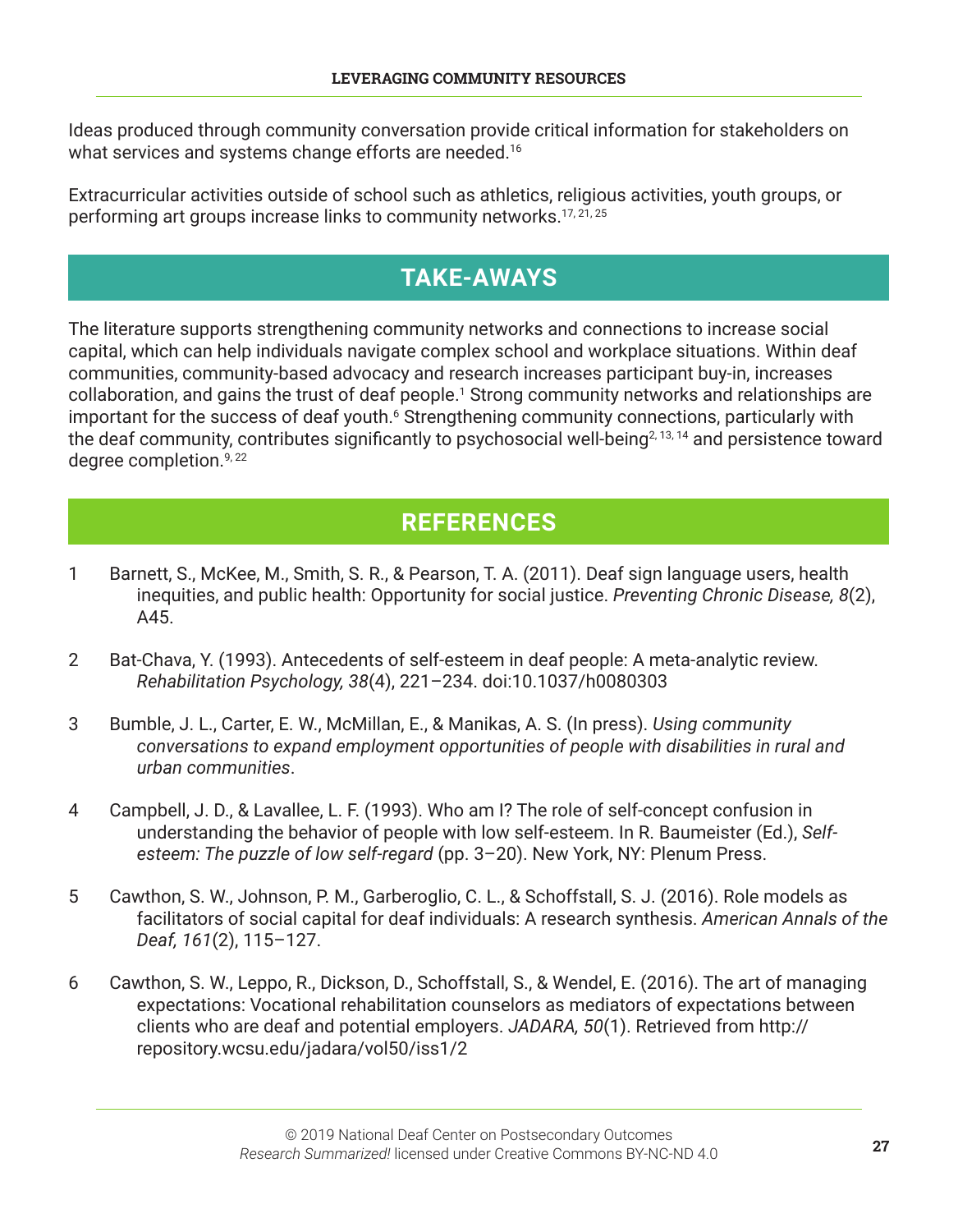Ideas produced through community conversation provide critical information for stakeholders on what services and systems change efforts are needed.[16]

Extracurricular activities outside of school such as athletics, religious activities, youth groups, or performing art groups increase links to community networks.[17, 21, 25]

## TAKE-AWAYS

The literature supports strengthening community networks and connections to increase social capital, which can help individuals navigate complex school and workplace situations. Within deaf communities, community-based advocacy and research increases participant buy-in, increases collaboration, and gains the trust of deaf people.[1] Strong community networks and relationships are important for the success of deaf youth.[6] Strengthening community connections, particularly with the deaf community, contributes significantly to psychosocial well-being[2, 13, 14] and persistence toward degree completion.[9, 22]

## REFERENCES

1 Barnett, S., McKee, M., Smith, S. R., & Pearson, T. A. (2011). Deaf sign language users, health inequities, and public health: Opportunity for social justice. *Preventing Chronic Disease, 8*(2), A45.

2 Bat-Chava, Y. (1993). Antecedents of self-esteem in deaf people: A meta-analytic review. *Rehabilitation Psychology, 38*(4), 221–234. doi:10.1037/h0080303

3 Bumble, J. L., Carter, E. W., McMillan, E., & Manikas, A. S. (In press). *Using community conversations to expand employment opportunities of people with disabilities in rural and urban communities*.

4 Campbell, J. D., & Lavallee, L. F. (1993). Who am I? The role of self-concept confusion in understanding the behavior of people with low self-esteem. In R. Baumeister (Ed.), *Self-esteem: The puzzle of low self-regard* (pp. 3–20). New York, NY: Plenum Press.

5 Cawthon, S. W., Johnson, P. M., Garberoglio, C. L., & Schoffstall, S. J. (2016). Role models as facilitators of social capital for deaf individuals: A research synthesis. *American Annals of the Deaf, 161*(2), 115–127.

6 Cawthon, S. W., Leppo, R., Dickson, D., Schoffstall, S., & Wendel, E. (2016). The art of managing expectations: Vocational rehabilitation counselors as mediators of expectations between clients who are deaf and potential employers. *JADARA, 50*(1). Retrieved from http://repository.wcsu.edu/jadara/vol50/iss1/2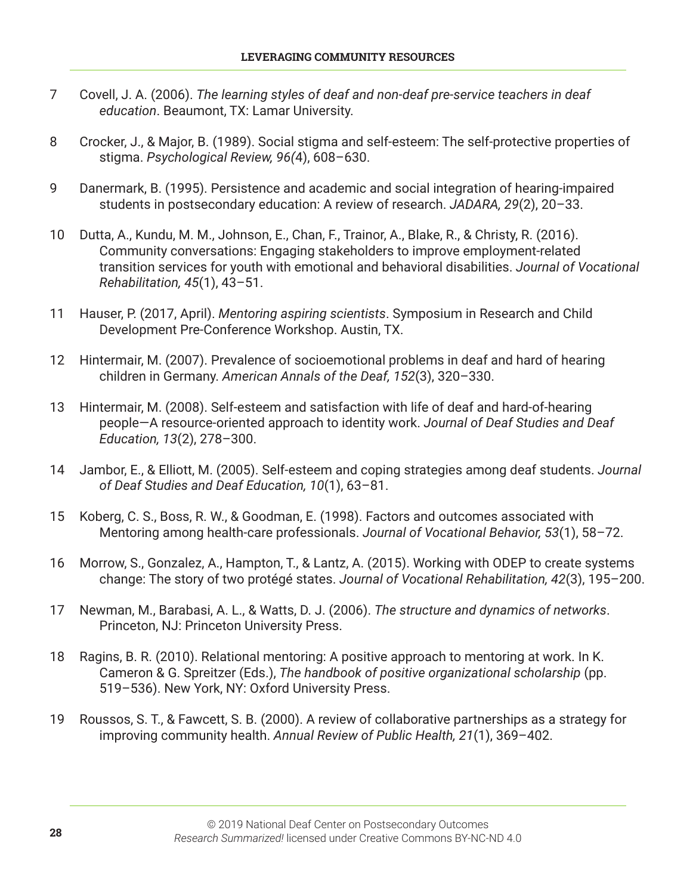7 Covell, J. A. (2006). *The learning styles of deaf and non-deaf pre-service teachers in deaf education*. Beaumont, TX: Lamar University.

8 Crocker, J., & Major, B. (1989). Social stigma and self-esteem: The self-protective properties of stigma. *Psychological Review, 96(*4), 608–630.

9 Danermark, B. (1995). Persistence and academic and social integration of hearing-impaired students in postsecondary education: A review of research. *JADARA, 29*(2), 20–33.

10 Dutta, A., Kundu, M. M., Johnson, E., Chan, F., Trainor, A., Blake, R., & Christy, R. (2016). Community conversations: Engaging stakeholders to improve employment-related transition services for youth with emotional and behavioral disabilities. *Journal of Vocational Rehabilitation, 45*(1), 43–51.

11 Hauser, P. (2017, April). *Mentoring aspiring scientists*. Symposium in Research and Child Development Pre-Conference Workshop. Austin, TX.

12 Hintermair, M. (2007). Prevalence of socioemotional problems in deaf and hard of hearing children in Germany. *American Annals of the Deaf, 152*(3), 320–330.

13 Hintermair, M. (2008). Self-esteem and satisfaction with life of deaf and hard-of-hearing people—A resource-oriented approach to identity work. *Journal of Deaf Studies and Deaf Education, 13*(2), 278–300.

14 Jambor, E., & Elliott, M. (2005). Self-esteem and coping strategies among deaf students. *Journal of Deaf Studies and Deaf Education, 10*(1), 63–81.

15 Koberg, C. S., Boss, R. W., & Goodman, E. (1998). Factors and outcomes associated with Mentoring among health-care professionals. *Journal of Vocational Behavior, 53*(1), 58–72.

16 Morrow, S., Gonzalez, A., Hampton, T., & Lantz, A. (2015). Working with ODEP to create systems change: The story of two protégé states. *Journal of Vocational Rehabilitation, 42*(3), 195–200.

17 Newman, M., Barabasi, A. L., & Watts, D. J. (2006). *The structure and dynamics of networks*. Princeton, NJ: Princeton University Press.

18 Ragins, B. R. (2010). Relational mentoring: A positive approach to mentoring at work. In K. Cameron & G. Spreitzer (Eds.), *The handbook of positive organizational scholarship* (pp. 519–536). New York, NY: Oxford University Press.

19 Roussos, S. T., & Fawcett, S. B. (2000). A review of collaborative partnerships as a strategy for improving community health. *Annual Review of Public Health, 21*(1), 369–402.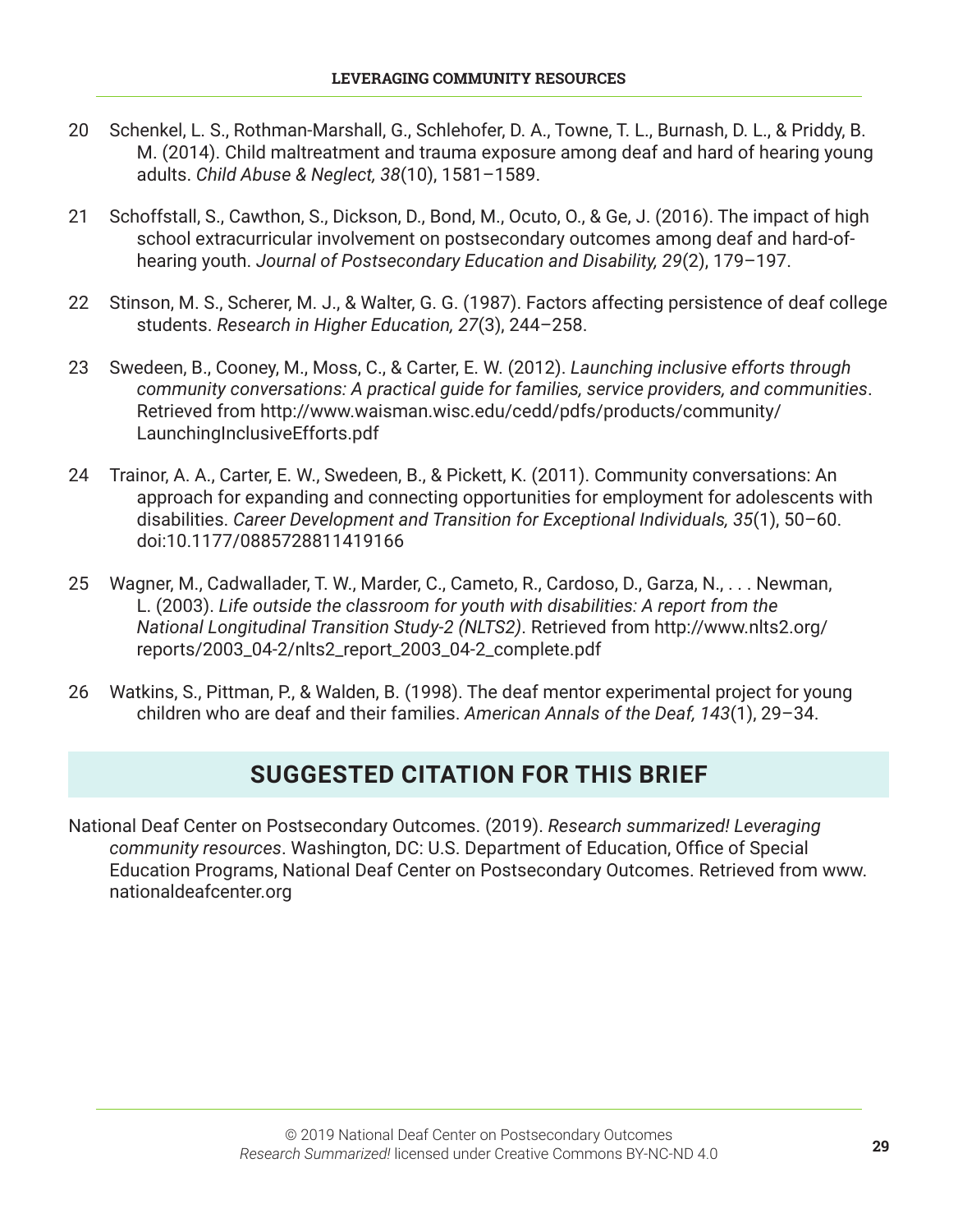20 Schenkel, L. S., Rothman-Marshall, G., Schlehofer, D. A., Towne, T. L., Burnash, D. L., & Priddy, B. M. (2014). Child maltreatment and trauma exposure among deaf and hard of hearing young adults. *Child Abuse & Neglect, 38*(10), 1581–1589.

21 Schoffstall, S., Cawthon, S., Dickson, D., Bond, M., Ocuto, O., & Ge, J. (2016). The impact of high school extracurricular involvement on postsecondary outcomes among deaf and hard-of-hearing youth. *Journal of Postsecondary Education and Disability, 29*(2), 179–197.

22 Stinson, M. S., Scherer, M. J., & Walter, G. G. (1987). Factors affecting persistence of deaf college students. *Research in Higher Education, 27*(3), 244–258.

23 Swedeen, B., Cooney, M., Moss, C., & Carter, E. W. (2012). *Launching inclusive efforts through community conversations: A practical guide for families, service providers, and communities*. Retrieved from http://www.waisman.wisc.edu/cedd/pdfs/products/community/LaunchingInclusiveEfforts.pdf

24 Trainor, A. A., Carter, E. W., Swedeen, B., & Pickett, K. (2011). Community conversations: An approach for expanding and connecting opportunities for employment for adolescents with disabilities. *Career Development and Transition for Exceptional Individuals, 35*(1), 50–60. doi:10.1177/0885728811419166

25 Wagner, M., Cadwallader, T. W., Marder, C., Cameto, R., Cardoso, D., Garza, N., . . . Newman, L. (2003). *Life outside the classroom for youth with disabilities: A report from the National Longitudinal Transition Study-2 (NLTS2)*. Retrieved from http://www.nlts2.org/reports/2003_04-2/nlts2_report_2003_04-2_complete.pdf

26 Watkins, S., Pittman, P., & Walden, B. (1998). The deaf mentor experimental project for young children who are deaf and their families. *American Annals of the Deaf, 143*(1), 29–34.

## SUGGESTED CITATION FOR THIS BRIEF

National Deaf Center on Postsecondary Outcomes. (2019). *Research summarized! Leveraging community resources*. Washington, DC: U.S. Department of Education, Office of Special Education Programs, National Deaf Center on Postsecondary Outcomes. Retrieved from www.nationaldeafcenter.org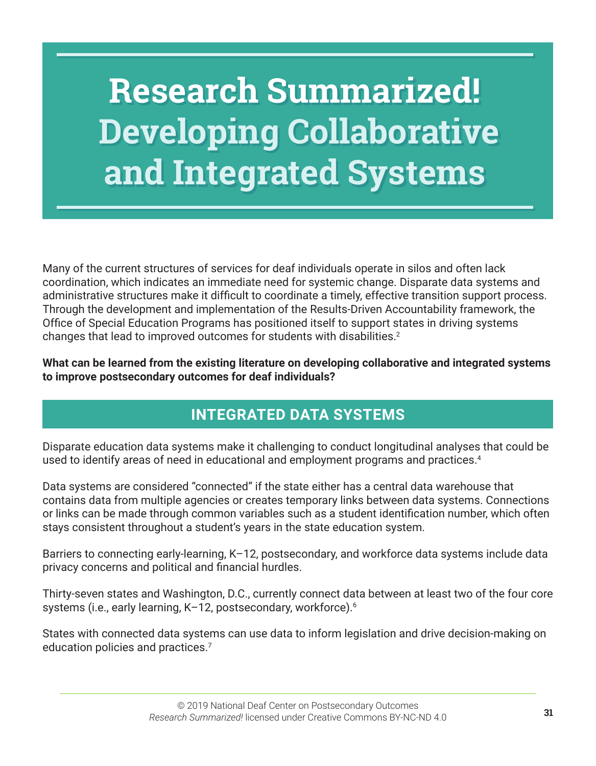# Research Summarized! Developing Collaborative and Integrated Systems

Many of the current structures of services for deaf individuals operate in silos and often lack coordination, which indicates an immediate need for systemic change. Disparate data systems and administrative structures make it difficult to coordinate a timely, effective transition support process. Through the development and implementation of the Results-Driven Accountability framework, the Office of Special Education Programs has positioned itself to support states in driving systems changes that lead to improved outcomes for students with disabilities.[2]

**What can be learned from the existing literature on developing collaborative and integrated systems to improve postsecondary outcomes for deaf individuals?**

## INTEGRATED DATA SYSTEMS

Disparate education data systems make it challenging to conduct longitudinal analyses that could be used to identify areas of need in educational and employment programs and practices.[4]

Data systems are considered "connected" if the state either has a central data warehouse that contains data from multiple agencies or creates temporary links between data systems. Connections or links can be made through common variables such as a student identification number, which often stays consistent throughout a student's years in the state education system.

Barriers to connecting early-learning, K–12, postsecondary, and workforce data systems include data privacy concerns and political and financial hurdles.

Thirty-seven states and Washington, D.C., currently connect data between at least two of the four core systems (i.e., early learning, K–12, postsecondary, workforce).[6]

States with connected data systems can use data to inform legislation and drive decision-making on education policies and practices.[7]

© 2019 National Deaf Center on Postsecondary Outcomes
*Research Summarized!* licensed under Creative Commons BY-NC-ND 4.0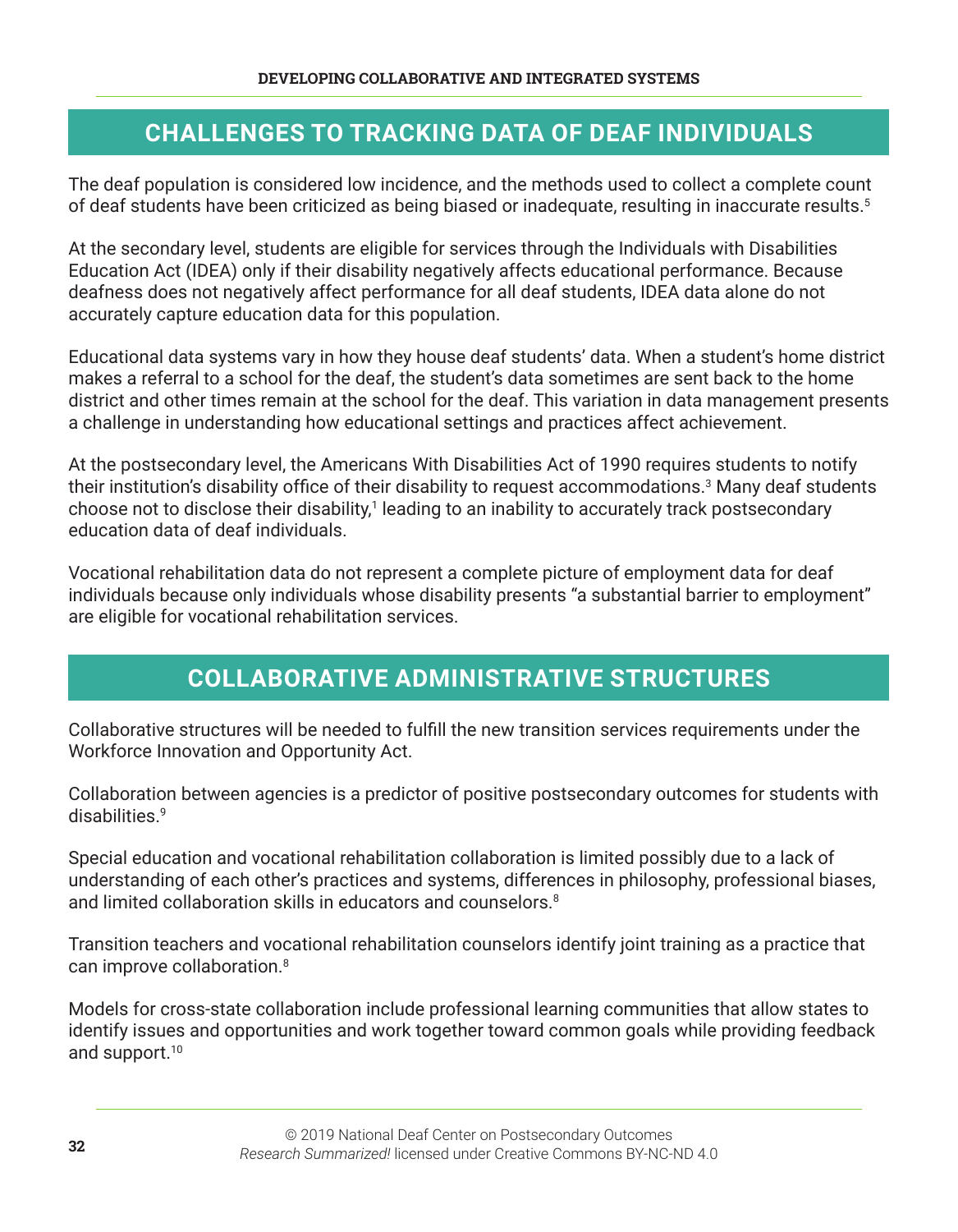## CHALLENGES TO TRACKING DATA OF DEAF INDIVIDUALS

The deaf population is considered low incidence, and the methods used to collect a complete count of deaf students have been criticized as being biased or inadequate, resulting in inaccurate results.[5]

At the secondary level, students are eligible for services through the Individuals with Disabilities Education Act (IDEA) only if their disability negatively affects educational performance. Because deafness does not negatively affect performance for all deaf students, IDEA data alone do not accurately capture education data for this population.

Educational data systems vary in how they house deaf students' data. When a student's home district makes a referral to a school for the deaf, the student's data sometimes are sent back to the home district and other times remain at the school for the deaf. This variation in data management presents a challenge in understanding how educational settings and practices affect achievement.

At the postsecondary level, the Americans With Disabilities Act of 1990 requires students to notify their institution's disability office of their disability to request accommodations.[3] Many deaf students choose not to disclose their disability,[1] leading to an inability to accurately track postsecondary education data of deaf individuals.

Vocational rehabilitation data do not represent a complete picture of employment data for deaf individuals because only individuals whose disability presents "a substantial barrier to employment" are eligible for vocational rehabilitation services.

## COLLABORATIVE ADMINISTRATIVE STRUCTURES

Collaborative structures will be needed to fulfill the new transition services requirements under the Workforce Innovation and Opportunity Act.

Collaboration between agencies is a predictor of positive postsecondary outcomes for students with disabilities.[9]

Special education and vocational rehabilitation collaboration is limited possibly due to a lack of understanding of each other's practices and systems, differences in philosophy, professional biases, and limited collaboration skills in educators and counselors.[8]

Transition teachers and vocational rehabilitation counselors identify joint training as a practice that can improve collaboration.[8]

Models for cross-state collaboration include professional learning communities that allow states to identify issues and opportunities and work together toward common goals while providing feedback and support.[10]

© 2019 National Deaf Center on Postsecondary Outcomes
*Research Summarized!* licensed under Creative Commons BY-NC-ND 4.0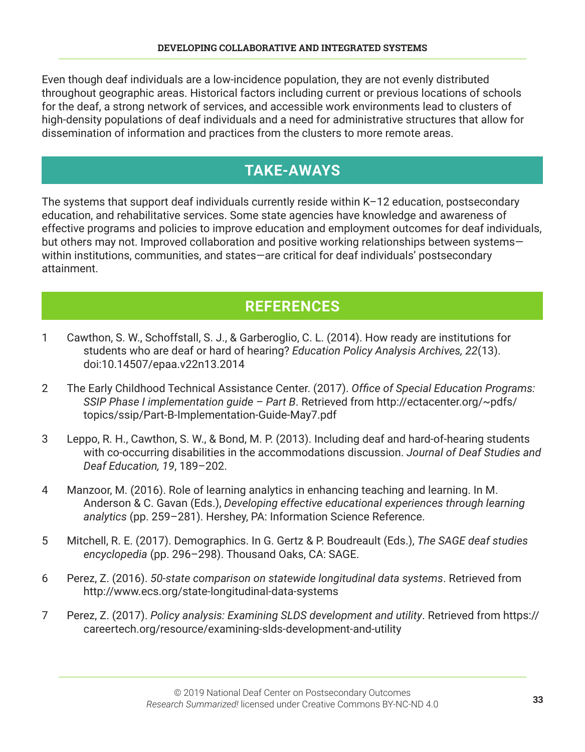Even though deaf individuals are a low-incidence population, they are not evenly distributed throughout geographic areas. Historical factors including current or previous locations of schools for the deaf, a strong network of services, and accessible work environments lead to clusters of high-density populations of deaf individuals and a need for administrative structures that allow for dissemination of information and practices from the clusters to more remote areas.

## TAKE-AWAYS

The systems that support deaf individuals currently reside within K–12 education, postsecondary education, and rehabilitative services. Some state agencies have knowledge and awareness of effective programs and policies to improve education and employment outcomes for deaf individuals, but others may not. Improved collaboration and positive working relationships between systems—within institutions, communities, and states—are critical for deaf individuals' postsecondary attainment.

## REFERENCES

1. Cawthon, S. W., Schoffstall, S. J., & Garberoglio, C. L. (2014). How ready are institutions for students who are deaf or hard of hearing? *Education Policy Analysis Archives, 22*(13). doi:10.14507/epaa.v22n13.2014

2. The Early Childhood Technical Assistance Center. (2017). *Office of Special Education Programs: SSIP Phase I implementation guide – Part B*. Retrieved from http://ectacenter.org/~pdfs/topics/ssip/Part-B-Implementation-Guide-May7.pdf

3. Leppo, R. H., Cawthon, S. W., & Bond, M. P. (2013). Including deaf and hard-of-hearing students with co-occurring disabilities in the accommodations discussion. *Journal of Deaf Studies and Deaf Education, 19*, 189–202.

4. Manzoor, M. (2016). Role of learning analytics in enhancing teaching and learning. In M. Anderson & C. Gavan (Eds.), *Developing effective educational experiences through learning analytics* (pp. 259–281). Hershey, PA: Information Science Reference.

5. Mitchell, R. E. (2017). Demographics. In G. Gertz & P. Boudreault (Eds.), *The SAGE deaf studies encyclopedia* (pp. 296–298). Thousand Oaks, CA: SAGE.

6. Perez, Z. (2016). *50-state comparison on statewide longitudinal data systems*. Retrieved from http://www.ecs.org/state-longitudinal-data-systems

7. Perez, Z. (2017). *Policy analysis: Examining SLDS development and utility*. Retrieved from https://careertech.org/resource/examining-slds-development-and-utility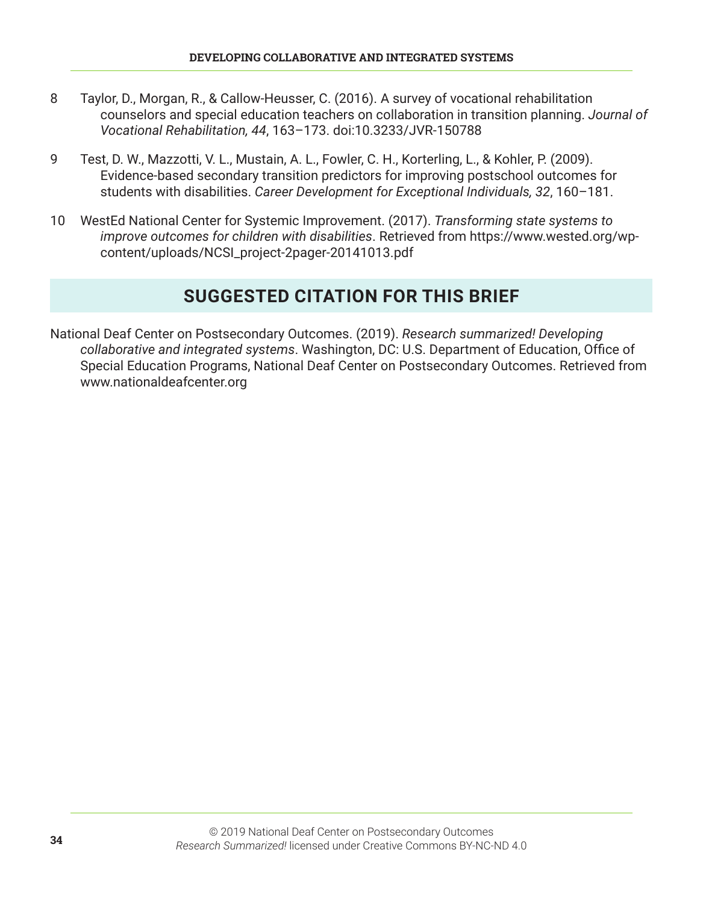8 Taylor, D., Morgan, R., & Callow-Heusser, C. (2016). A survey of vocational rehabilitation counselors and special education teachers on collaboration in transition planning. *Journal of Vocational Rehabilitation, 44*, 163–173. doi:10.3233/JVR-150788

9 Test, D. W., Mazzotti, V. L., Mustain, A. L., Fowler, C. H., Korterling, L., & Kohler, P. (2009). Evidence-based secondary transition predictors for improving postschool outcomes for students with disabilities. *Career Development for Exceptional Individuals, 32*, 160–181.

10 WestEd National Center for Systemic Improvement. (2017). *Transforming state systems to improve outcomes for children with disabilities*. Retrieved from https://www.wested.org/wp-content/uploads/NCSI_project-2pager-20141013.pdf

## SUGGESTED CITATION FOR THIS BRIEF

National Deaf Center on Postsecondary Outcomes. (2019). *Research summarized! Developing collaborative and integrated systems*. Washington, DC: U.S. Department of Education, Office of Special Education Programs, National Deaf Center on Postsecondary Outcomes. Retrieved from www.nationaldeafcenter.org

© 2019 National Deaf Center on Postsecondary Outcomes
*Research Summarized!* licensed under Creative Commons BY-NC-ND 4.0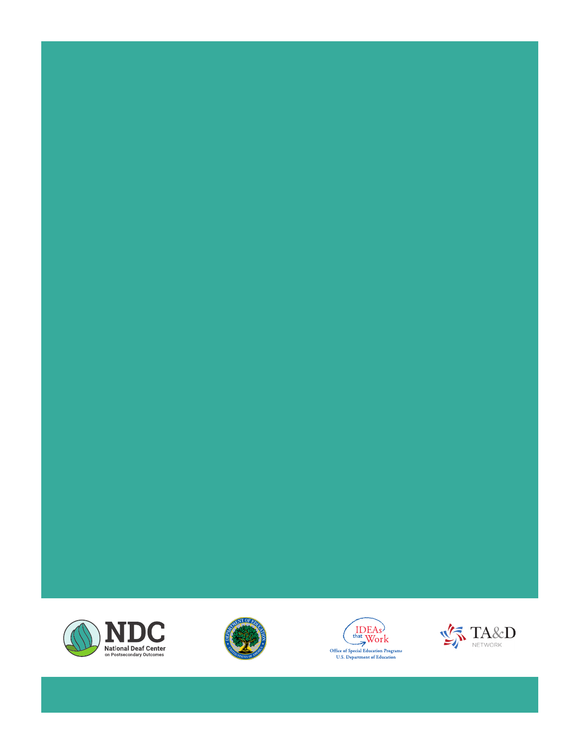**NDC**
National Deaf Center
on Postsecondary Outcomes

IDEAs that Work
Office of Special Education Programs
U.S. Department of Education

TA&D
NETWORK